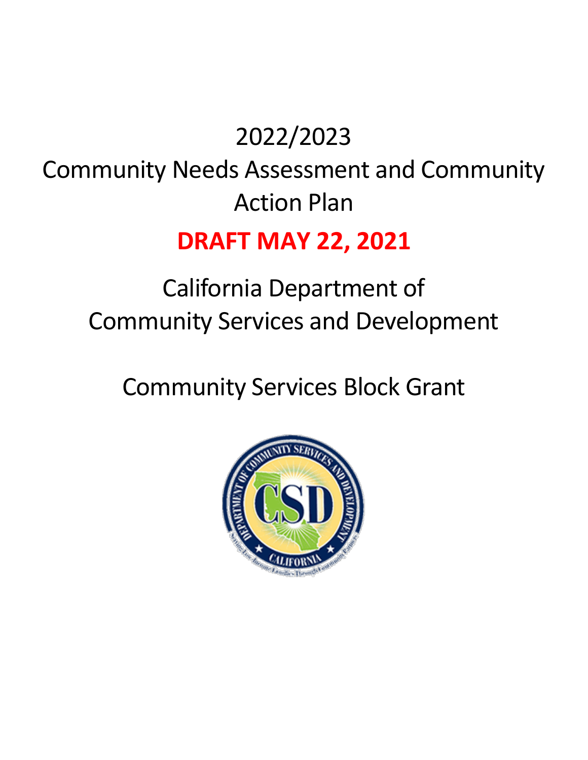# 2022/2023

# Community Needs Assessment and Community Action Plan

**DRAFT MAY 22, 2021**

## California Department of Community Services and Development

## Community Services Block Grant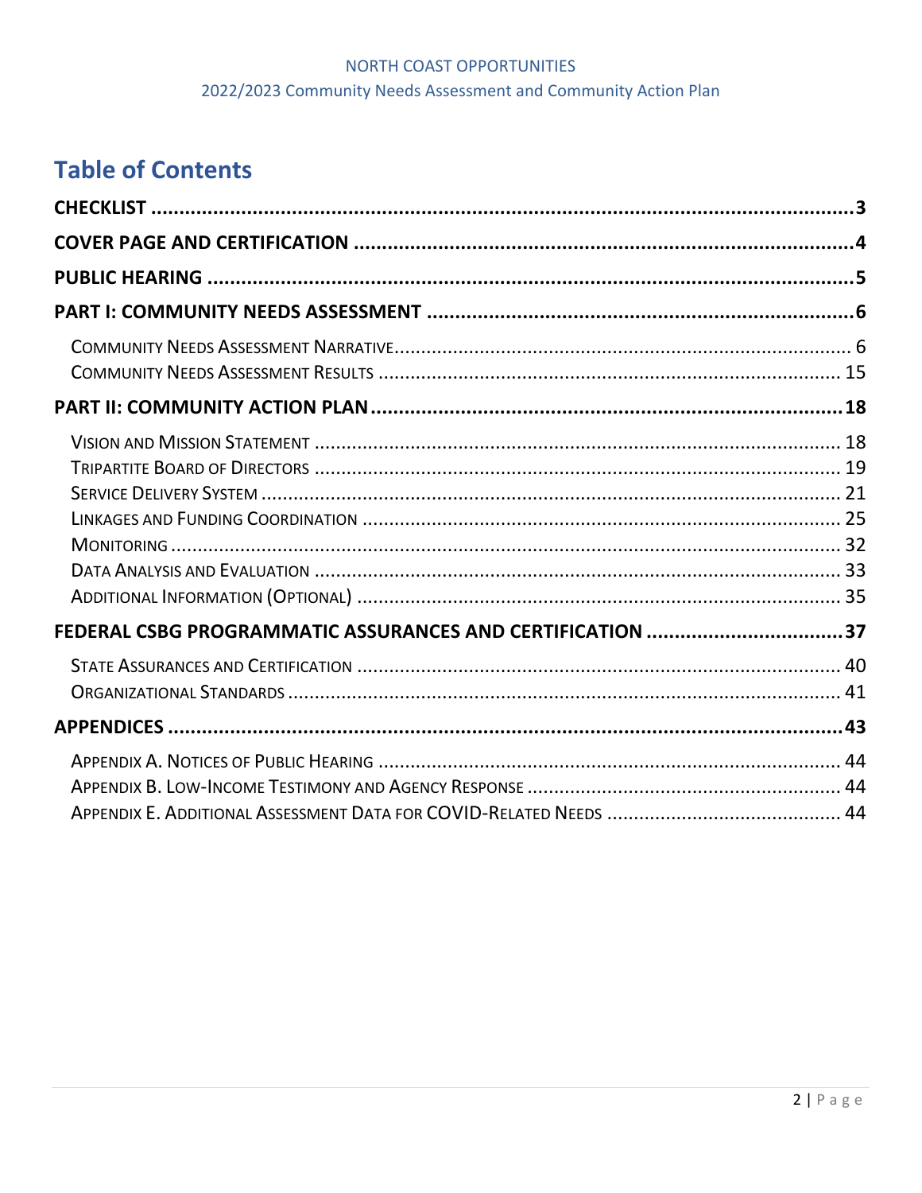# Table of Contents

**CHECKLIST** ..... 3

**COVER PAGE AND CERTIFICATION** ..... 4

**PUBLIC HEARING** ..... 5

**PART I: COMMUNITY NEEDS ASSESSMENT** ..... 6

- Community Needs Assessment Narrative ..... 6
- Community Needs Assessment Results ..... 15

**PART II: COMMUNITY ACTION PLAN** ..... 18

- Vision and Mission Statement ..... 18
- Tripartite Board of Directors ..... 19
- Service Delivery System ..... 21
- Linkages and Funding Coordination ..... 25
- Monitoring ..... 32
- Data Analysis and Evaluation ..... 33
- Additional Information (Optional) ..... 35

**FEDERAL CSBG PROGRAMMATIC ASSURANCES AND CERTIFICATION** ..... 37

- State Assurances and Certification ..... 40
- Organizational Standards ..... 41

**APPENDICES** ..... 43

- Appendix A. Notices of Public Hearing ..... 44
- Appendix B. Low-Income Testimony and Agency Response ..... 44
- Appendix E. Additional Assessment Data for COVID-Related Needs ..... 44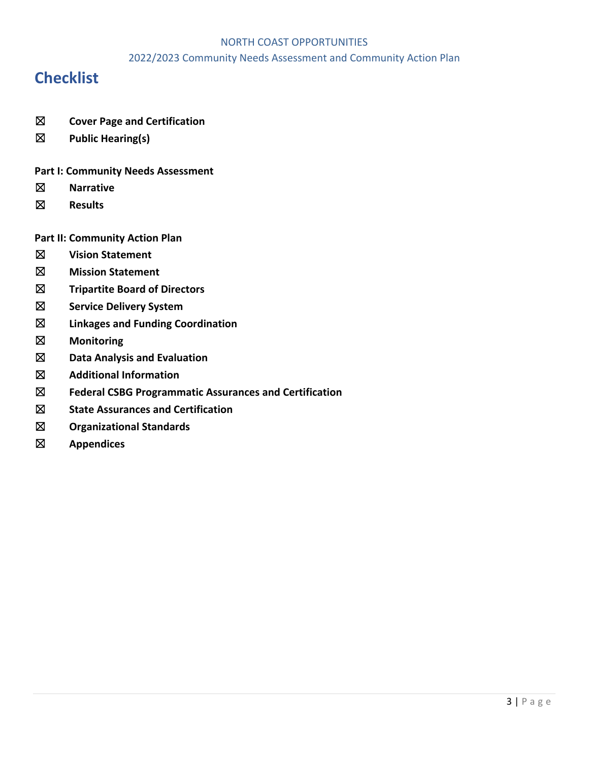# Checklist

☒ **Cover Page and Certification**

☒ **Public Hearing(s)**

**Part I: Community Needs Assessment**

☒ **Narrative**

☒ **Results**

**Part II: Community Action Plan**

☒ **Vision Statement**

☒ **Mission Statement**

☒ **Tripartite Board of Directors**

☒ **Service Delivery System**

☒ **Linkages and Funding Coordination**

☒ **Monitoring**

☒ **Data Analysis and Evaluation**

☒ **Additional Information**

☒ **Federal CSBG Programmatic Assurances and Certification**

☒ **State Assurances and Certification**

☒ **Organizational Standards**

☒ **Appendices**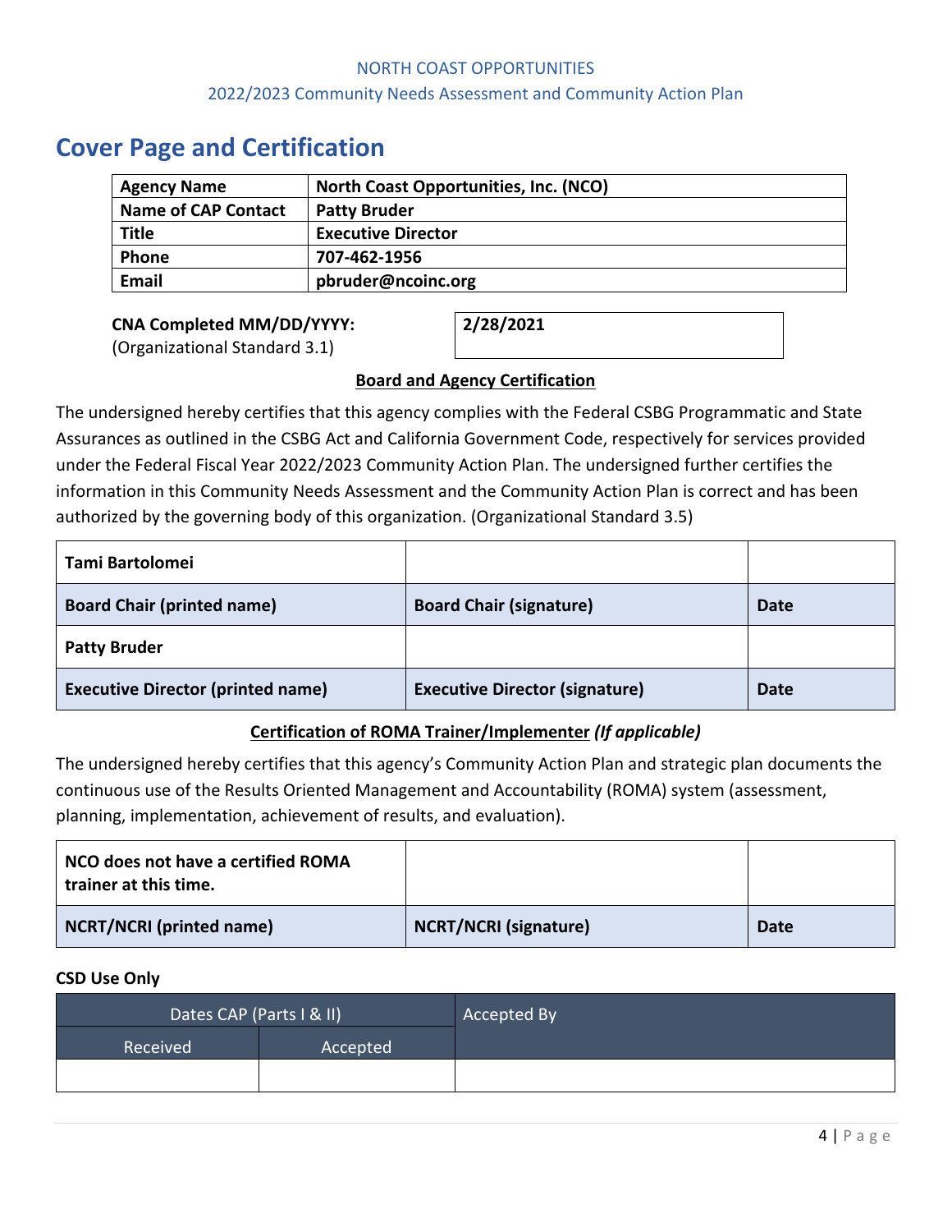# Cover Page and Certification

| Agency Name | North Coast Opportunities, Inc. (NCO) |
|---|---|
| Name of CAP Contact | Patty Bruder |
| Title | Executive Director |
| Phone | 707-462-1956 |
| Email | pbruder@ncoinc.org |

**CNA Completed MM/DD/YYYY:**
(Organizational Standard 3.1)

**2/28/2021**

**Board and Agency Certification**

The undersigned hereby certifies that this agency complies with the Federal CSBG Programmatic and State Assurances as outlined in the CSBG Act and California Government Code, respectively for services provided under the Federal Fiscal Year 2022/2023 Community Action Plan. The undersigned further certifies the information in this Community Needs Assessment and the Community Action Plan is correct and has been authorized by the governing body of this organization. (Organizational Standard 3.5)

| Tami Bartolomei | | |
|---|---|---|
| **Board Chair (printed name)** | **Board Chair (signature)** | **Date** |
| **Patty Bruder** | | |
| **Executive Director (printed name)** | **Executive Director (signature)** | **Date** |

**Certification of ROMA Trainer/Implementer** ***(If applicable)***

The undersigned hereby certifies that this agency's Community Action Plan and strategic plan documents the continuous use of the Results Oriented Management and Accountability (ROMA) system (assessment, planning, implementation, achievement of results, and evaluation).

| NCO does not have a certified ROMA trainer at this time. | | |
|---|---|---|
| **NCRT/NCRI (printed name)** | **NCRT/NCRI (signature)** | **Date** |

**CSD Use Only**

| Dates CAP (Parts I & II) | | Accepted By |
|---|---|---|
| Received | Accepted | |
| | | |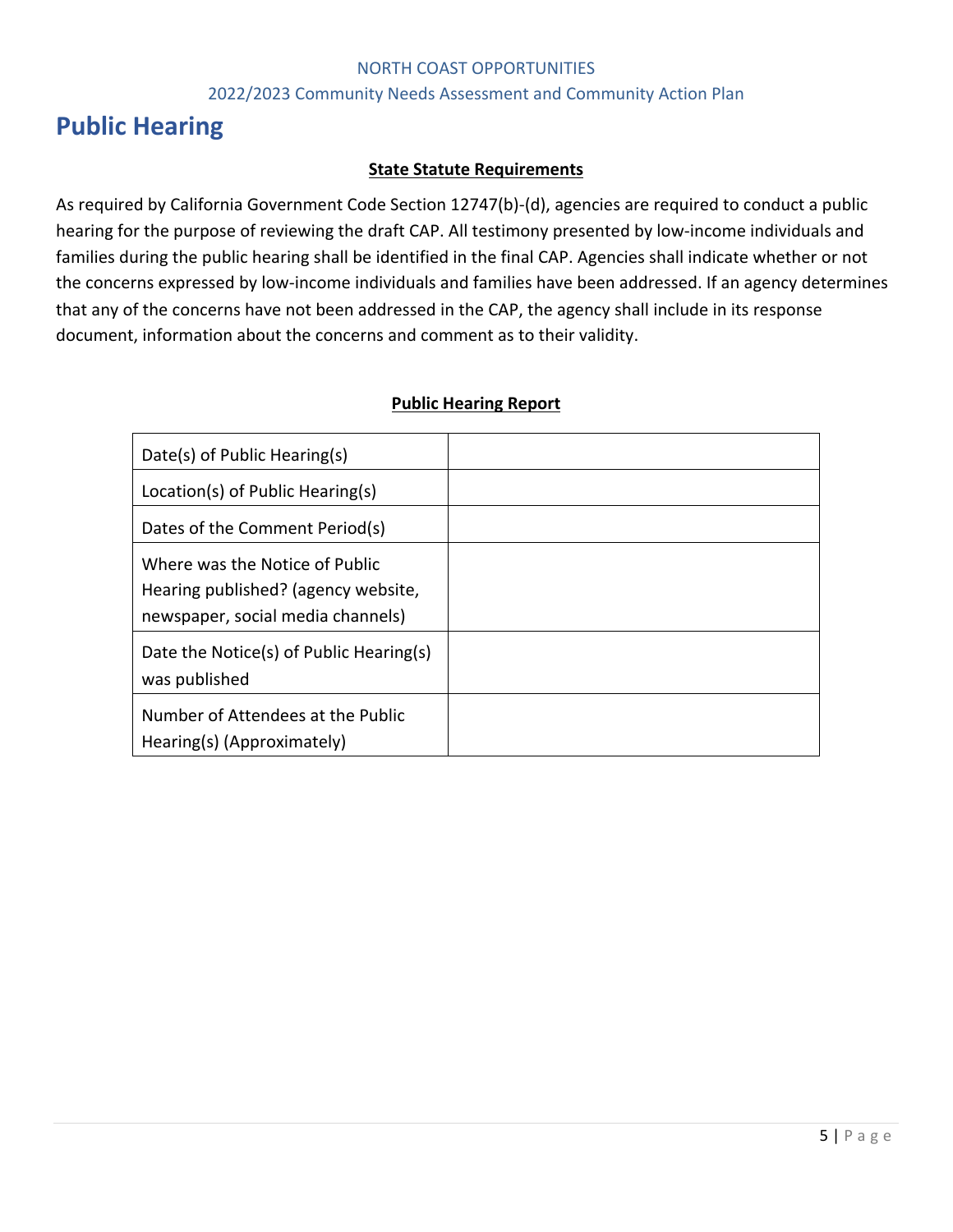# Public Hearing

**State Statute Requirements**

As required by California Government Code Section 12747(b)-(d), agencies are required to conduct a public hearing for the purpose of reviewing the draft CAP. All testimony presented by low-income individuals and families during the public hearing shall be identified in the final CAP. Agencies shall indicate whether or not the concerns expressed by low-income individuals and families have been addressed. If an agency determines that any of the concerns have not been addressed in the CAP, the agency shall include in its response document, information about the concerns and comment as to their validity.

**Public Hearing Report**

| | |
|---|---|
| Date(s) of Public Hearing(s) | |
| Location(s) of Public Hearing(s) | |
| Dates of the Comment Period(s) | |
| Where was the Notice of Public Hearing published? (agency website, newspaper, social media channels) | |
| Date the Notice(s) of Public Hearing(s) was published | |
| Number of Attendees at the Public Hearing(s) (Approximately) | |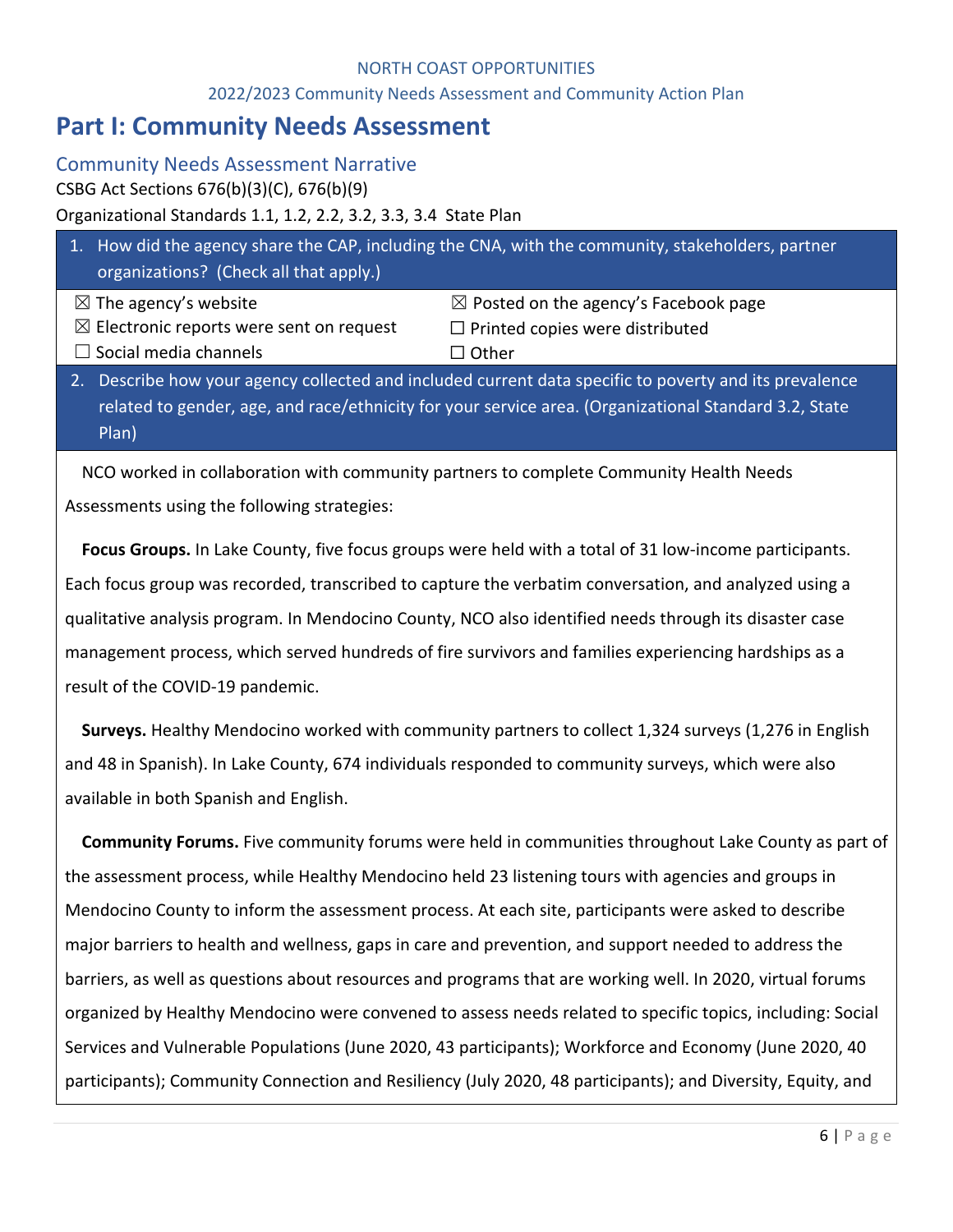# Part I: Community Needs Assessment

## Community Needs Assessment Narrative

CSBG Act Sections 676(b)(3)(C), 676(b)(9)

Organizational Standards 1.1, 1.2, 2.2, 3.2, 3.3, 3.4 State Plan

1. How did the agency share the CAP, including the CNA, with the community, stakeholders, partner organizations? (Check all that apply.)

| | |
|---|---|
| ☒ The agency's website | ☒ Posted on the agency's Facebook page |
| ☒ Electronic reports were sent on request | ☐ Printed copies were distributed |
| ☐ Social media channels | ☐ Other |

2. Describe how your agency collected and included current data specific to poverty and its prevalence related to gender, age, and race/ethnicity for your service area. (Organizational Standard 3.2, State Plan)

NCO worked in collaboration with community partners to complete Community Health Needs Assessments using the following strategies:

**Focus Groups.** In Lake County, five focus groups were held with a total of 31 low-income participants. Each focus group was recorded, transcribed to capture the verbatim conversation, and analyzed using a qualitative analysis program. In Mendocino County, NCO also identified needs through its disaster case management process, which served hundreds of fire survivors and families experiencing hardships as a result of the COVID-19 pandemic.

**Surveys.** Healthy Mendocino worked with community partners to collect 1,324 surveys (1,276 in English and 48 in Spanish). In Lake County, 674 individuals responded to community surveys, which were also available in both Spanish and English.

**Community Forums.** Five community forums were held in communities throughout Lake County as part of the assessment process, while Healthy Mendocino held 23 listening tours with agencies and groups in Mendocino County to inform the assessment process. At each site, participants were asked to describe major barriers to health and wellness, gaps in care and prevention, and support needed to address the barriers, as well as questions about resources and programs that are working well. In 2020, virtual forums organized by Healthy Mendocino were convened to assess needs related to specific topics, including: Social Services and Vulnerable Populations (June 2020, 43 participants); Workforce and Economy (June 2020, 40 participants); Community Connection and Resiliency (July 2020, 48 participants); and Diversity, Equity, and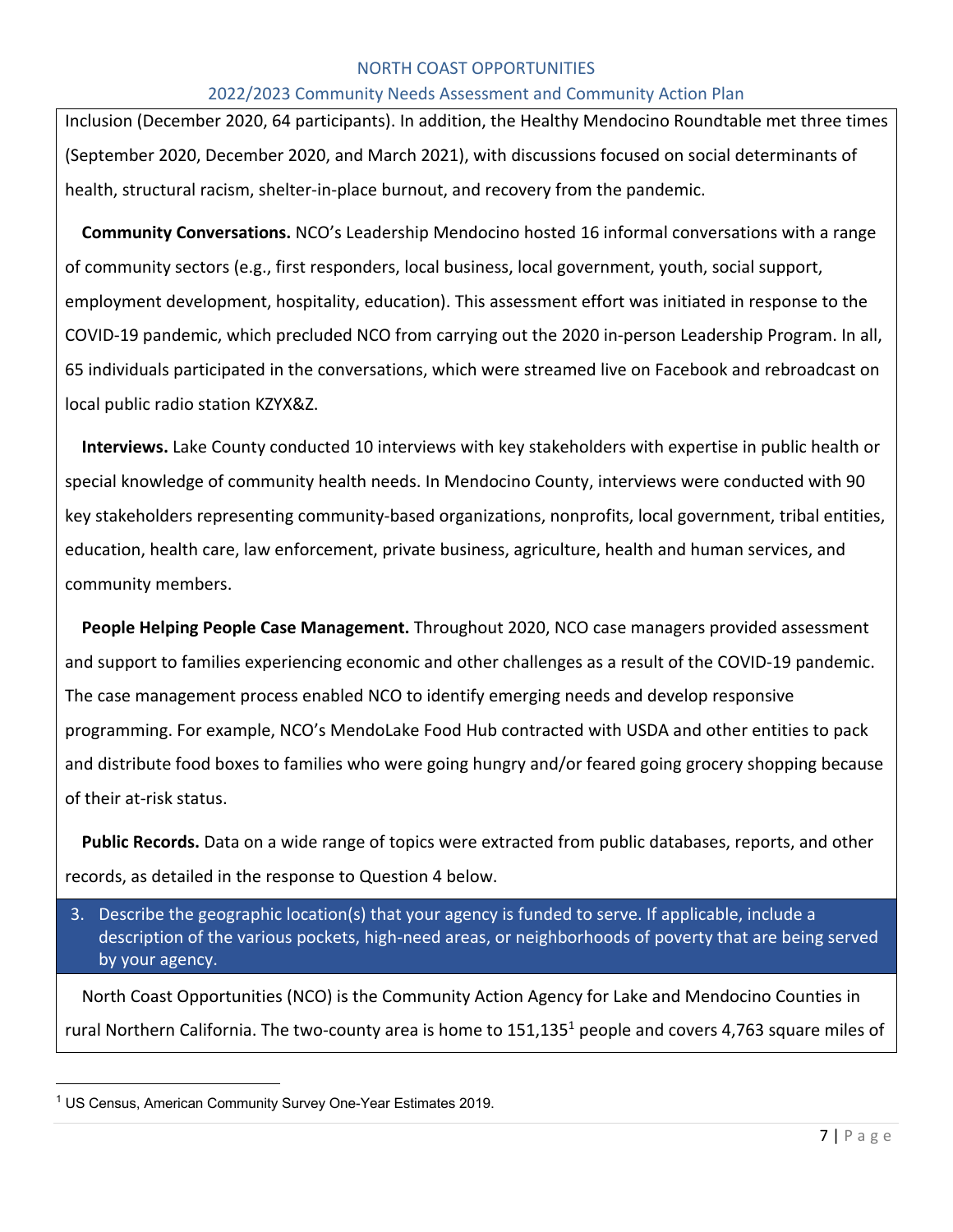Inclusion (December 2020, 64 participants). In addition, the Healthy Mendocino Roundtable met three times (September 2020, December 2020, and March 2021), with discussions focused on social determinants of health, structural racism, shelter-in-place burnout, and recovery from the pandemic.

**Community Conversations.** NCO's Leadership Mendocino hosted 16 informal conversations with a range of community sectors (e.g., first responders, local business, local government, youth, social support, employment development, hospitality, education). This assessment effort was initiated in response to the COVID-19 pandemic, which precluded NCO from carrying out the 2020 in-person Leadership Program. In all, 65 individuals participated in the conversations, which were streamed live on Facebook and rebroadcast on local public radio station KZYX&Z.

**Interviews.** Lake County conducted 10 interviews with key stakeholders with expertise in public health or special knowledge of community health needs. In Mendocino County, interviews were conducted with 90 key stakeholders representing community-based organizations, nonprofits, local government, tribal entities, education, health care, law enforcement, private business, agriculture, health and human services, and community members.

**People Helping People Case Management.** Throughout 2020, NCO case managers provided assessment and support to families experiencing economic and other challenges as a result of the COVID-19 pandemic. The case management process enabled NCO to identify emerging needs and develop responsive programming. For example, NCO's MendoLake Food Hub contracted with USDA and other entities to pack and distribute food boxes to families who were going hungry and/or feared going grocery shopping because of their at-risk status.

**Public Records.** Data on a wide range of topics were extracted from public databases, reports, and other records, as detailed in the response to Question 4 below.

3. Describe the geographic location(s) that your agency is funded to serve. If applicable, include a description of the various pockets, high-need areas, or neighborhoods of poverty that are being served by your agency.

North Coast Opportunities (NCO) is the Community Action Agency for Lake and Mendocino Counties in rural Northern California. The two-county area is home to 151,135[1] people and covers 4,763 square miles of

[1] US Census, American Community Survey One-Year Estimates 2019.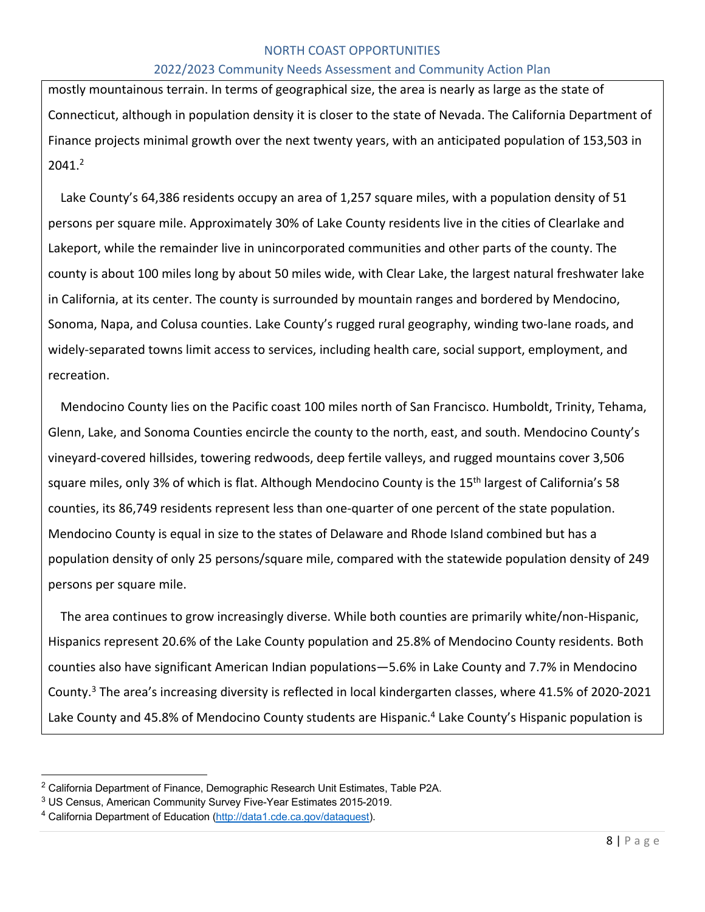mostly mountainous terrain. In terms of geographical size, the area is nearly as large as the state of Connecticut, although in population density it is closer to the state of Nevada. The California Department of Finance projects minimal growth over the next twenty years, with an anticipated population of 153,503 in 2041.[2]

Lake County's 64,386 residents occupy an area of 1,257 square miles, with a population density of 51 persons per square mile. Approximately 30% of Lake County residents live in the cities of Clearlake and Lakeport, while the remainder live in unincorporated communities and other parts of the county. The county is about 100 miles long by about 50 miles wide, with Clear Lake, the largest natural freshwater lake in California, at its center. The county is surrounded by mountain ranges and bordered by Mendocino, Sonoma, Napa, and Colusa counties. Lake County's rugged rural geography, winding two-lane roads, and widely-separated towns limit access to services, including health care, social support, employment, and recreation.

Mendocino County lies on the Pacific coast 100 miles north of San Francisco. Humboldt, Trinity, Tehama, Glenn, Lake, and Sonoma Counties encircle the county to the north, east, and south. Mendocino County's vineyard-covered hillsides, towering redwoods, deep fertile valleys, and rugged mountains cover 3,506 square miles, only 3% of which is flat. Although Mendocino County is the 15th largest of California's 58 counties, its 86,749 residents represent less than one-quarter of one percent of the state population. Mendocino County is equal in size to the states of Delaware and Rhode Island combined but has a population density of only 25 persons/square mile, compared with the statewide population density of 249 persons per square mile.

The area continues to grow increasingly diverse. While both counties are primarily white/non-Hispanic, Hispanics represent 20.6% of the Lake County population and 25.8% of Mendocino County residents. Both counties also have significant American Indian populations—5.6% in Lake County and 7.7% in Mendocino County.[3] The area's increasing diversity is reflected in local kindergarten classes, where 41.5% of 2020-2021 Lake County and 45.8% of Mendocino County students are Hispanic.[4] Lake County's Hispanic population is

---

[2] California Department of Finance, Demographic Research Unit Estimates, Table P2A.

[3] US Census, American Community Survey Five-Year Estimates 2015-2019.

[4] California Department of Education (http://data1.cde.ca.gov/dataquest).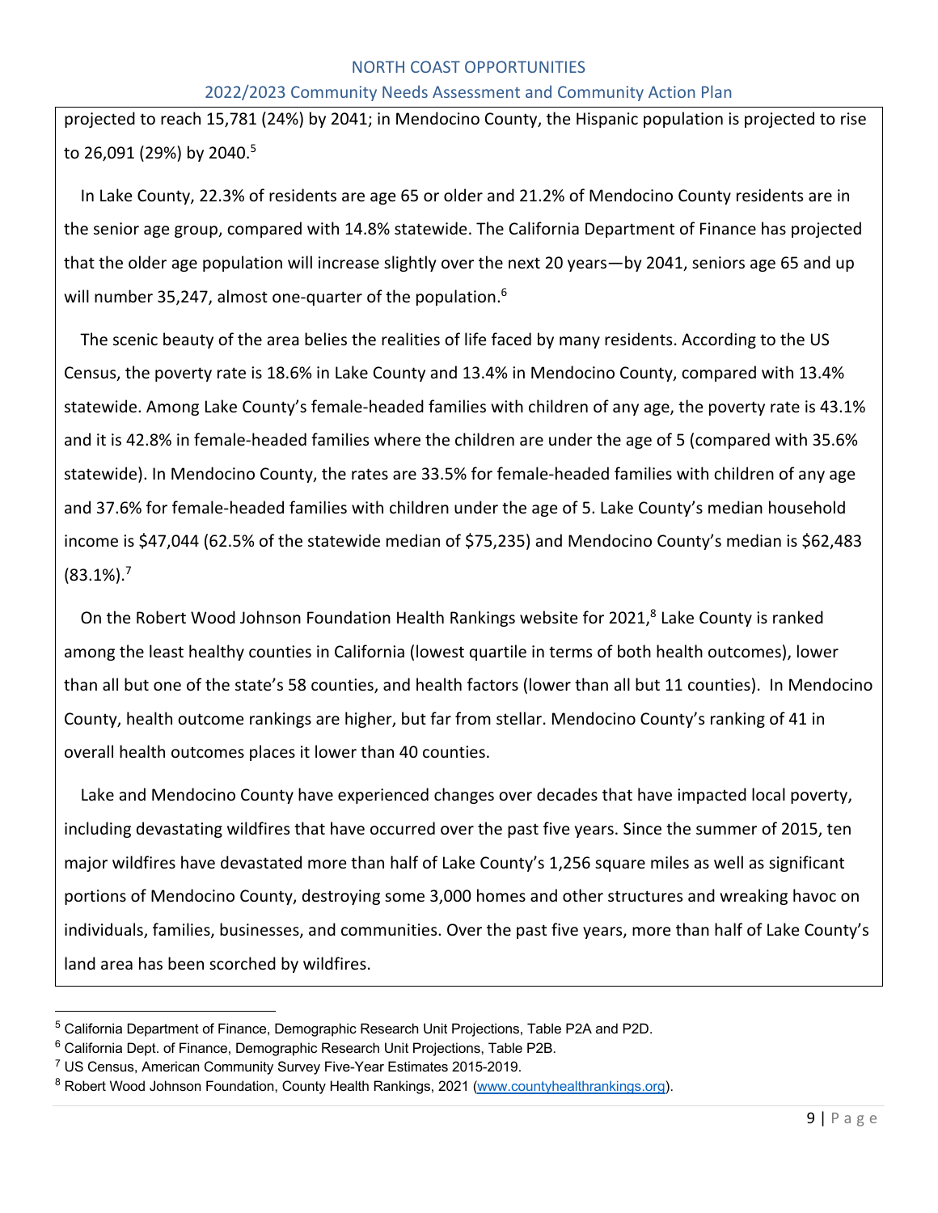projected to reach 15,781 (24%) by 2041; in Mendocino County, the Hispanic population is projected to rise to 26,091 (29%) by 2040.[5]

In Lake County, 22.3% of residents are age 65 or older and 21.2% of Mendocino County residents are in the senior age group, compared with 14.8% statewide. The California Department of Finance has projected that the older age population will increase slightly over the next 20 years—by 2041, seniors age 65 and up will number 35,247, almost one-quarter of the population.[6]

The scenic beauty of the area belies the realities of life faced by many residents. According to the US Census, the poverty rate is 18.6% in Lake County and 13.4% in Mendocino County, compared with 13.4% statewide. Among Lake County's female-headed families with children of any age, the poverty rate is 43.1% and it is 42.8% in female-headed families where the children are under the age of 5 (compared with 35.6% statewide). In Mendocino County, the rates are 33.5% for female-headed families with children of any age and 37.6% for female-headed families with children under the age of 5. Lake County's median household income is $47,044 (62.5% of the statewide median of $75,235) and Mendocino County's median is $62,483 (83.1%).[7]

On the Robert Wood Johnson Foundation Health Rankings website for 2021,[8] Lake County is ranked among the least healthy counties in California (lowest quartile in terms of both health outcomes), lower than all but one of the state's 58 counties, and health factors (lower than all but 11 counties). In Mendocino County, health outcome rankings are higher, but far from stellar. Mendocino County's ranking of 41 in overall health outcomes places it lower than 40 counties.

Lake and Mendocino County have experienced changes over decades that have impacted local poverty, including devastating wildfires that have occurred over the past five years. Since the summer of 2015, ten major wildfires have devastated more than half of Lake County's 1,256 square miles as well as significant portions of Mendocino County, destroying some 3,000 homes and other structures and wreaking havoc on individuals, families, businesses, and communities. Over the past five years, more than half of Lake County's land area has been scorched by wildfires.

---

[5] California Department of Finance, Demographic Research Unit Projections, Table P2A and P2D.

[6] California Dept. of Finance, Demographic Research Unit Projections, Table P2B.

[7] US Census, American Community Survey Five-Year Estimates 2015-2019.

[8] Robert Wood Johnson Foundation, County Health Rankings, 2021 (www.countyhealthrankings.org).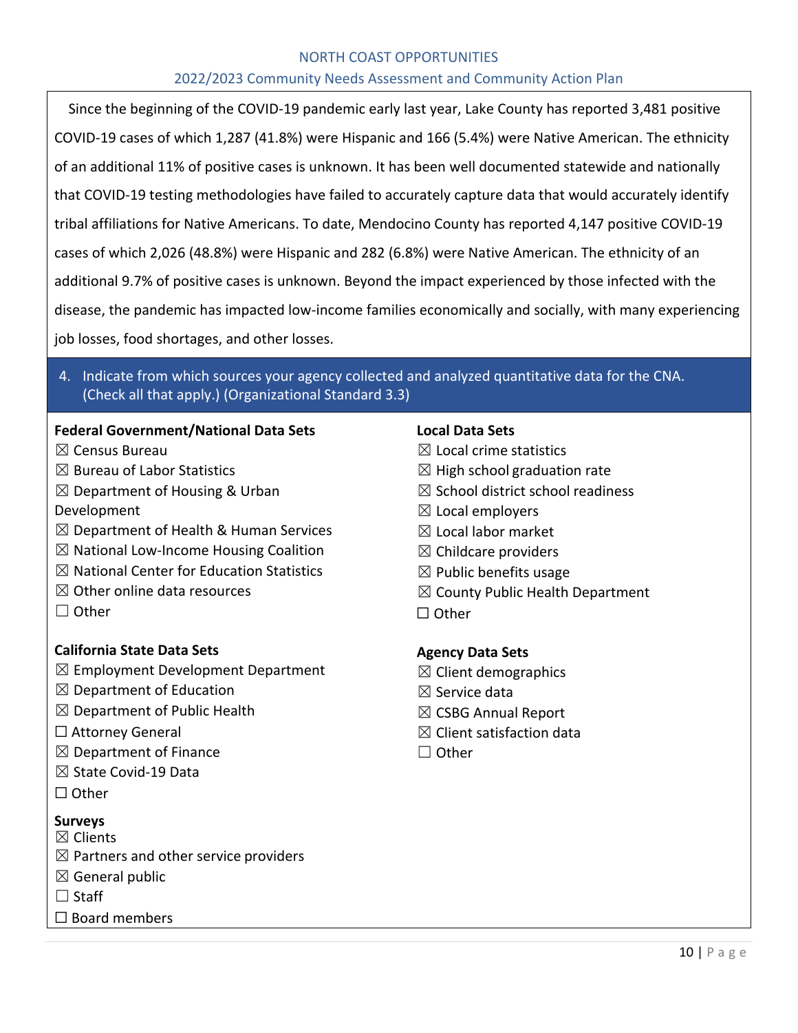Since the beginning of the COVID-19 pandemic early last year, Lake County has reported 3,481 positive COVID-19 cases of which 1,287 (41.8%) were Hispanic and 166 (5.4%) were Native American. The ethnicity of an additional 11% of positive cases is unknown. It has been well documented statewide and nationally that COVID-19 testing methodologies have failed to accurately capture data that would accurately identify tribal affiliations for Native Americans. To date, Mendocino County has reported 4,147 positive COVID-19 cases of which 2,026 (48.8%) were Hispanic and 282 (6.8%) were Native American. The ethnicity of an additional 9.7% of positive cases is unknown. Beyond the impact experienced by those infected with the disease, the pandemic has impacted low-income families economically and socially, with many experiencing job losses, food shortages, and other losses.

4. Indicate from which sources your agency collected and analyzed quantitative data for the CNA. (Check all that apply.) (Organizational Standard 3.3)

**Federal Government/National Data Sets**

☒ Census Bureau
☒ Bureau of Labor Statistics
☒ Department of Housing & Urban Development
☒ Department of Health & Human Services
☒ National Low-Income Housing Coalition
☒ National Center for Education Statistics
☒ Other online data resources
☐ Other

**California State Data Sets**

☒ Employment Development Department
☒ Department of Education
☒ Department of Public Health
☐ Attorney General
☒ Department of Finance
☒ State Covid-19 Data
☐ Other

**Surveys**

☒ Clients
☒ Partners and other service providers
☒ General public
☐ Staff
☐ Board members

**Local Data Sets**

☒ Local crime statistics
☒ High school graduation rate
☒ School district school readiness
☒ Local employers
☒ Local labor market
☒ Childcare providers
☒ Public benefits usage
☒ County Public Health Department
☐ Other

**Agency Data Sets**

☒ Client demographics
☒ Service data
☒ CSBG Annual Report
☒ Client satisfaction data
☐ Other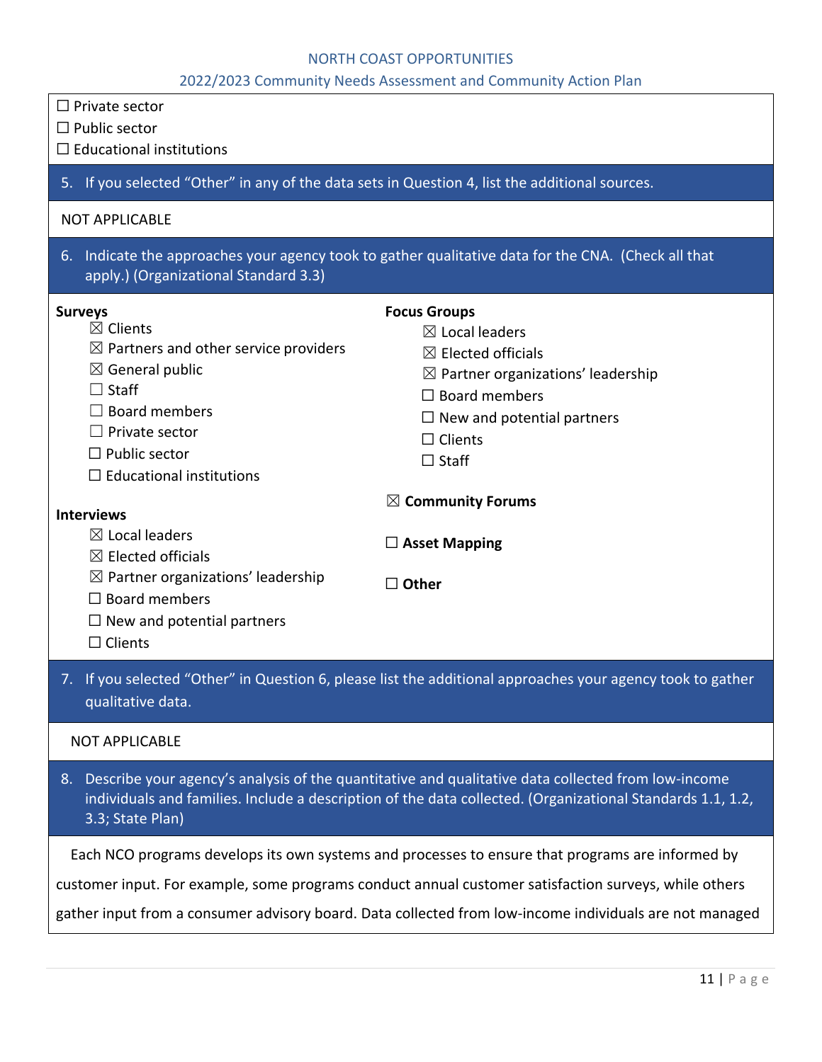☐ Private sector
☐ Public sector
☐ Educational institutions

**5. If you selected "Other" in any of the data sets in Question 4, list the additional sources.**

NOT APPLICABLE

**6. Indicate the approaches your agency took to gather qualitative data for the CNA. (Check all that apply.) (Organizational Standard 3.3)**

**Surveys**
- ☒ Clients
- ☒ Partners and other service providers
- ☒ General public
- ☐ Staff
- ☐ Board members
- ☐ Private sector
- ☐ Public sector
- ☐ Educational institutions

**Interviews**
- ☒ Local leaders
- ☒ Elected officials
- ☒ Partner organizations' leadership
- ☐ Board members
- ☐ New and potential partners
- ☐ Clients

**Focus Groups**
- ☒ Local leaders
- ☒ Elected officials
- ☒ Partner organizations' leadership
- ☐ Board members
- ☐ New and potential partners
- ☐ Clients
- ☐ Staff

☒ **Community Forums**

☐ **Asset Mapping**

☐ **Other**

**7. If you selected "Other" in Question 6, please list the additional approaches your agency took to gather qualitative data.**

NOT APPLICABLE

**8. Describe your agency's analysis of the quantitative and qualitative data collected from low-income individuals and families. Include a description of the data collected. (Organizational Standards 1.1, 1.2, 3.3; State Plan)**

Each NCO programs develops its own systems and processes to ensure that programs are informed by customer input. For example, some programs conduct annual customer satisfaction surveys, while others gather input from a consumer advisory board. Data collected from low-income individuals are not managed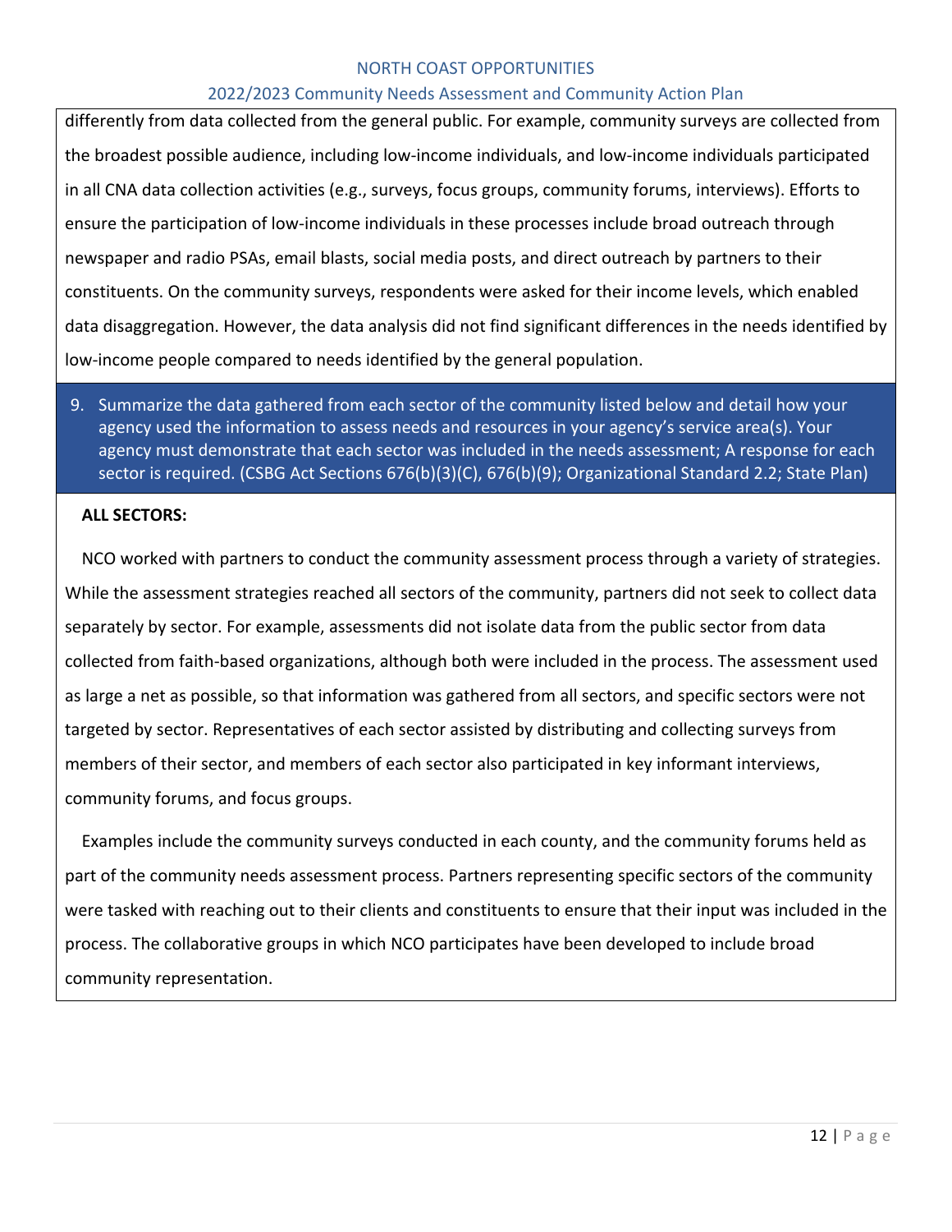differently from data collected from the general public. For example, community surveys are collected from the broadest possible audience, including low-income individuals, and low-income individuals participated in all CNA data collection activities (e.g., surveys, focus groups, community forums, interviews). Efforts to ensure the participation of low-income individuals in these processes include broad outreach through newspaper and radio PSAs, email blasts, social media posts, and direct outreach by partners to their constituents. On the community surveys, respondents were asked for their income levels, which enabled data disaggregation. However, the data analysis did not find significant differences in the needs identified by low-income people compared to needs identified by the general population.

9. Summarize the data gathered from each sector of the community listed below and detail how your agency used the information to assess needs and resources in your agency's service area(s). Your agency must demonstrate that each sector was included in the needs assessment; A response for each sector is required. (CSBG Act Sections 676(b)(3)(C), 676(b)(9); Organizational Standard 2.2; State Plan)

**ALL SECTORS:**

NCO worked with partners to conduct the community assessment process through a variety of strategies. While the assessment strategies reached all sectors of the community, partners did not seek to collect data separately by sector. For example, assessments did not isolate data from the public sector from data collected from faith-based organizations, although both were included in the process. The assessment used as large a net as possible, so that information was gathered from all sectors, and specific sectors were not targeted by sector. Representatives of each sector assisted by distributing and collecting surveys from members of their sector, and members of each sector also participated in key informant interviews, community forums, and focus groups.

Examples include the community surveys conducted in each county, and the community forums held as part of the community needs assessment process. Partners representing specific sectors of the community were tasked with reaching out to their clients and constituents to ensure that their input was included in the process. The collaborative groups in which NCO participates have been developed to include broad community representation.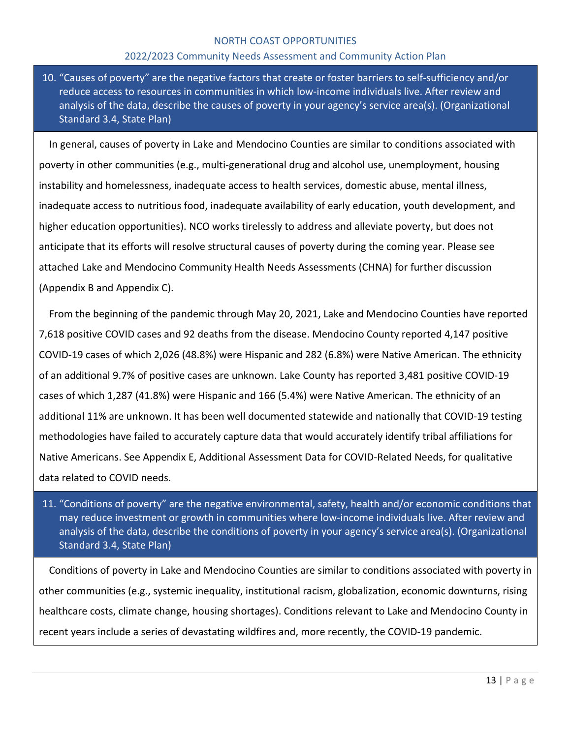10. "Causes of poverty" are the negative factors that create or foster barriers to self-sufficiency and/or reduce access to resources in communities in which low-income individuals live. After review and analysis of the data, describe the causes of poverty in your agency's service area(s). (Organizational Standard 3.4, State Plan)

In general, causes of poverty in Lake and Mendocino Counties are similar to conditions associated with poverty in other communities (e.g., multi-generational drug and alcohol use, unemployment, housing instability and homelessness, inadequate access to health services, domestic abuse, mental illness, inadequate access to nutritious food, inadequate availability of early education, youth development, and higher education opportunities). NCO works tirelessly to address and alleviate poverty, but does not anticipate that its efforts will resolve structural causes of poverty during the coming year. Please see attached Lake and Mendocino Community Health Needs Assessments (CHNA) for further discussion (Appendix B and Appendix C).

From the beginning of the pandemic through May 20, 2021, Lake and Mendocino Counties have reported 7,618 positive COVID cases and 92 deaths from the disease. Mendocino County reported 4,147 positive COVID-19 cases of which 2,026 (48.8%) were Hispanic and 282 (6.8%) were Native American. The ethnicity of an additional 9.7% of positive cases are unknown. Lake County has reported 3,481 positive COVID-19 cases of which 1,287 (41.8%) were Hispanic and 166 (5.4%) were Native American. The ethnicity of an additional 11% are unknown. It has been well documented statewide and nationally that COVID-19 testing methodologies have failed to accurately capture data that would accurately identify tribal affiliations for Native Americans. See Appendix E, Additional Assessment Data for COVID-Related Needs, for qualitative data related to COVID needs.

11. "Conditions of poverty" are the negative environmental, safety, health and/or economic conditions that may reduce investment or growth in communities where low-income individuals live. After review and analysis of the data, describe the conditions of poverty in your agency's service area(s). (Organizational Standard 3.4, State Plan)

Conditions of poverty in Lake and Mendocino Counties are similar to conditions associated with poverty in other communities (e.g., systemic inequality, institutional racism, globalization, economic downturns, rising healthcare costs, climate change, housing shortages). Conditions relevant to Lake and Mendocino County in recent years include a series of devastating wildfires and, more recently, the COVID-19 pandemic.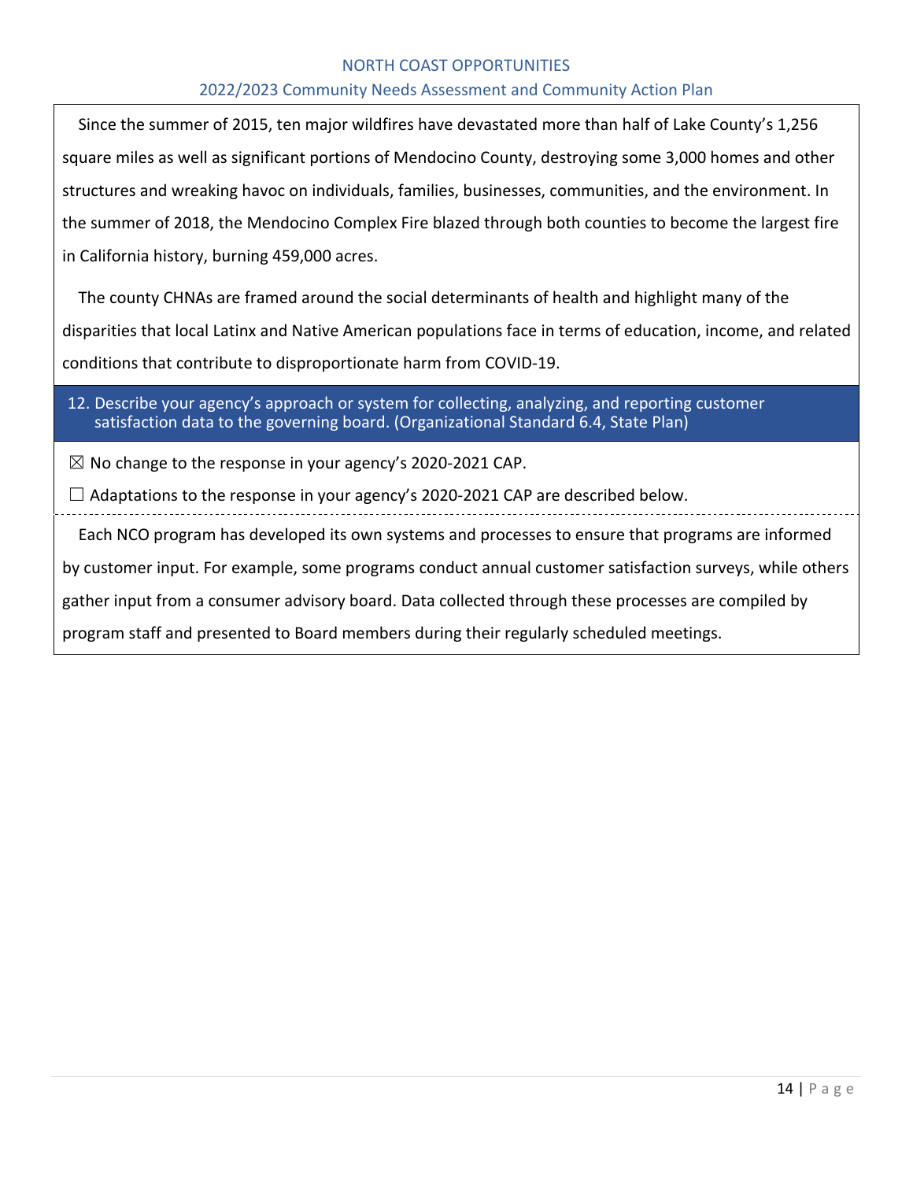Since the summer of 2015, ten major wildfires have devastated more than half of Lake County's 1,256 square miles as well as significant portions of Mendocino County, destroying some 3,000 homes and other structures and wreaking havoc on individuals, families, businesses, communities, and the environment. In the summer of 2018, the Mendocino Complex Fire blazed through both counties to become the largest fire in California history, burning 459,000 acres.

The county CHNAs are framed around the social determinants of health and highlight many of the disparities that local Latinx and Native American populations face in terms of education, income, and related conditions that contribute to disproportionate harm from COVID-19.

### 12. Describe your agency's approach or system for collecting, analyzing, and reporting customer satisfaction data to the governing board. (Organizational Standard 6.4, State Plan)

☒ No change to the response in your agency's 2020-2021 CAP.

☐ Adaptations to the response in your agency's 2020-2021 CAP are described below.

---

Each NCO program has developed its own systems and processes to ensure that programs are informed by customer input. For example, some programs conduct annual customer satisfaction surveys, while others gather input from a consumer advisory board. Data collected through these processes are compiled by program staff and presented to Board members during their regularly scheduled meetings.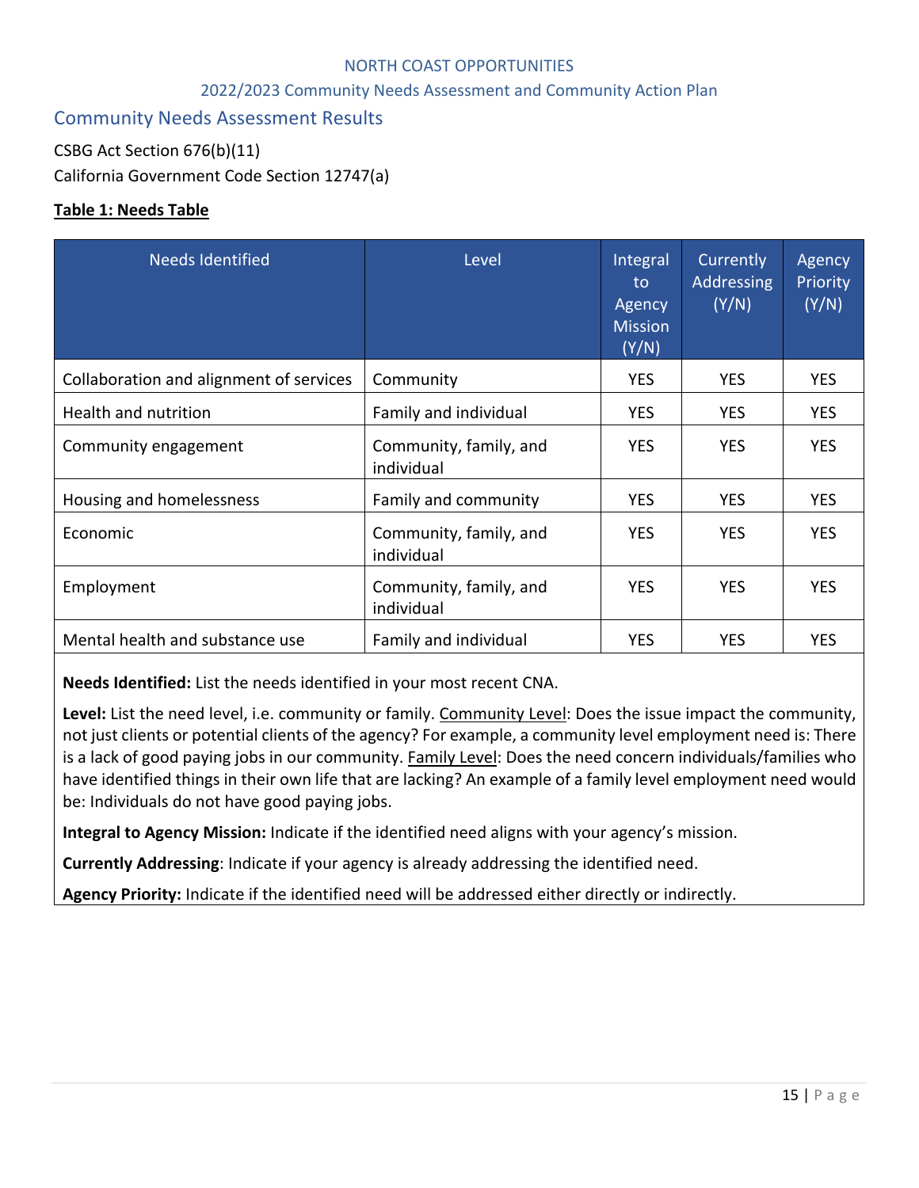## Community Needs Assessment Results

CSBG Act Section 676(b)(11)

California Government Code Section 12747(a)

**Table 1: Needs Table**

| Needs Identified | Level | Integral to Agency Mission (Y/N) | Currently Addressing (Y/N) | Agency Priority (Y/N) |
|---|---|---|---|---|
| Collaboration and alignment of services | Community | YES | YES | YES |
| Health and nutrition | Family and individual | YES | YES | YES |
| Community engagement | Community, family, and individual | YES | YES | YES |
| Housing and homelessness | Family and community | YES | YES | YES |
| Economic | Community, family, and individual | YES | YES | YES |
| Employment | Community, family, and individual | YES | YES | YES |
| Mental health and substance use | Family and individual | YES | YES | YES |

**Needs Identified:** List the needs identified in your most recent CNA.

**Level:** List the need level, i.e. community or family. Community Level: Does the issue impact the community, not just clients or potential clients of the agency? For example, a community level employment need is: There is a lack of good paying jobs in our community. Family Level: Does the need concern individuals/families who have identified things in their own life that are lacking? An example of a family level employment need would be: Individuals do not have good paying jobs.

**Integral to Agency Mission:** Indicate if the identified need aligns with your agency's mission.

**Currently Addressing**: Indicate if your agency is already addressing the identified need.

**Agency Priority:** Indicate if the identified need will be addressed either directly or indirectly.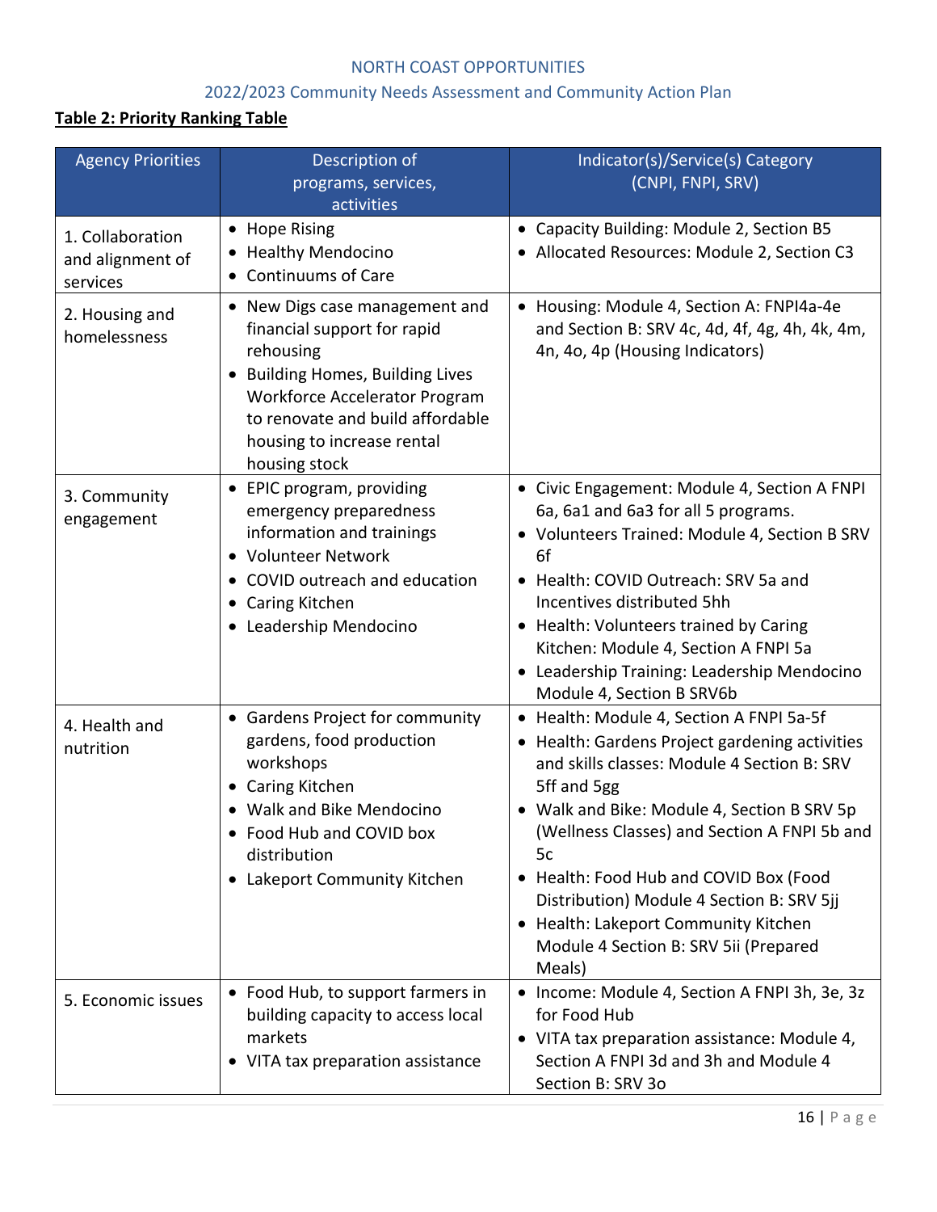**Table 2: Priority Ranking Table**

| Agency Priorities | Description of programs, services, activities | Indicator(s)/Service(s) Category (CNPI, FNPI, SRV) |
|---|---|---|
| 1. Collaboration and alignment of services | • Hope Rising<br>• Healthy Mendocino<br>• Continuums of Care | • Capacity Building: Module 2, Section B5<br>• Allocated Resources: Module 2, Section C3 |
| 2. Housing and homelessness | • New Digs case management and financial support for rapid rehousing<br>• Building Homes, Building Lives Workforce Accelerator Program to renovate and build affordable housing to increase rental housing stock | • Housing: Module 4, Section A: FNPI4a-4e and Section B: SRV 4c, 4d, 4f, 4g, 4h, 4k, 4m, 4n, 4o, 4p (Housing Indicators) |
| 3. Community engagement | • EPIC program, providing emergency preparedness information and trainings<br>• Volunteer Network<br>• COVID outreach and education<br>• Caring Kitchen<br>• Leadership Mendocino | • Civic Engagement: Module 4, Section A FNPI 6a, 6a1 and 6a3 for all 5 programs.<br>• Volunteers Trained: Module 4, Section B SRV 6f<br>• Health: COVID Outreach: SRV 5a and Incentives distributed 5hh<br>• Health: Volunteers trained by Caring Kitchen: Module 4, Section A FNPI 5a<br>• Leadership Training: Leadership Mendocino Module 4, Section B SRV6b |
| 4. Health and nutrition | • Gardens Project for community gardens, food production workshops<br>• Caring Kitchen<br>• Walk and Bike Mendocino<br>• Food Hub and COVID box distribution<br>• Lakeport Community Kitchen | • Health: Module 4, Section A FNPI 5a-5f<br>• Health: Gardens Project gardening activities and skills classes: Module 4 Section B: SRV 5ff and 5gg<br>• Walk and Bike: Module 4, Section B SRV 5p (Wellness Classes) and Section A FNPI 5b and 5c<br>• Health: Food Hub and COVID Box (Food Distribution) Module 4 Section B: SRV 5jj<br>• Health: Lakeport Community Kitchen Module 4 Section B: SRV 5ii (Prepared Meals) |
| 5. Economic issues | • Food Hub, to support farmers in building capacity to access local markets<br>• VITA tax preparation assistance | • Income: Module 4, Section A FNPI 3h, 3e, 3z for Food Hub<br>• VITA tax preparation assistance: Module 4, Section A FNPI 3d and 3h and Module 4 Section B: SRV 3o |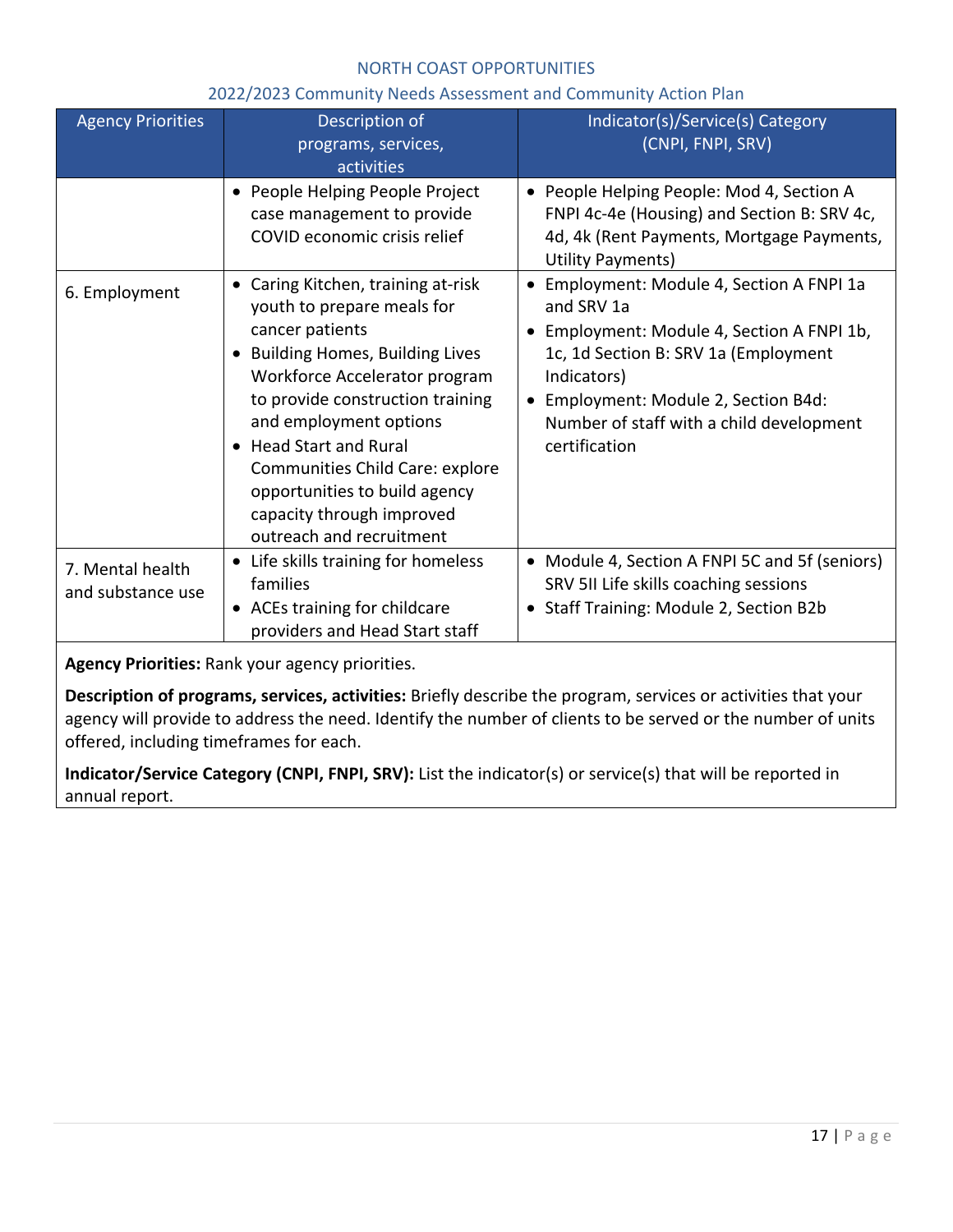| Agency Priorities | Description of programs, services, activities | Indicator(s)/Service(s) Category (CNPI, FNPI, SRV) |
|---|---|---|
| | • People Helping People Project case management to provide COVID economic crisis relief | • People Helping People: Mod 4, Section A FNPI 4c-4e (Housing) and Section B: SRV 4c, 4d, 4k (Rent Payments, Mortgage Payments, Utility Payments) |
| 6. Employment | • Caring Kitchen, training at-risk youth to prepare meals for cancer patients<br>• Building Homes, Building Lives Workforce Accelerator program to provide construction training and employment options<br>• Head Start and Rural Communities Child Care: explore opportunities to build agency capacity through improved outreach and recruitment | • Employment: Module 4, Section A FNPI 1a and SRV 1a<br>• Employment: Module 4, Section A FNPI 1b, 1c, 1d Section B: SRV 1a (Employment Indicators)<br>• Employment: Module 2, Section B4d: Number of staff with a child development certification |
| 7. Mental health and substance use | • Life skills training for homeless families<br>• ACEs training for childcare providers and Head Start staff | • Module 4, Section A FNPI 5C and 5f (seniors) SRV 5II Life skills coaching sessions<br>• Staff Training: Module 2, Section B2b |

**Agency Priorities:** Rank your agency priorities.

**Description of programs, services, activities:** Briefly describe the program, services or activities that your agency will provide to address the need. Identify the number of clients to be served or the number of units offered, including timeframes for each.

**Indicator/Service Category (CNPI, FNPI, SRV):** List the indicator(s) or service(s) that will be reported in annual report.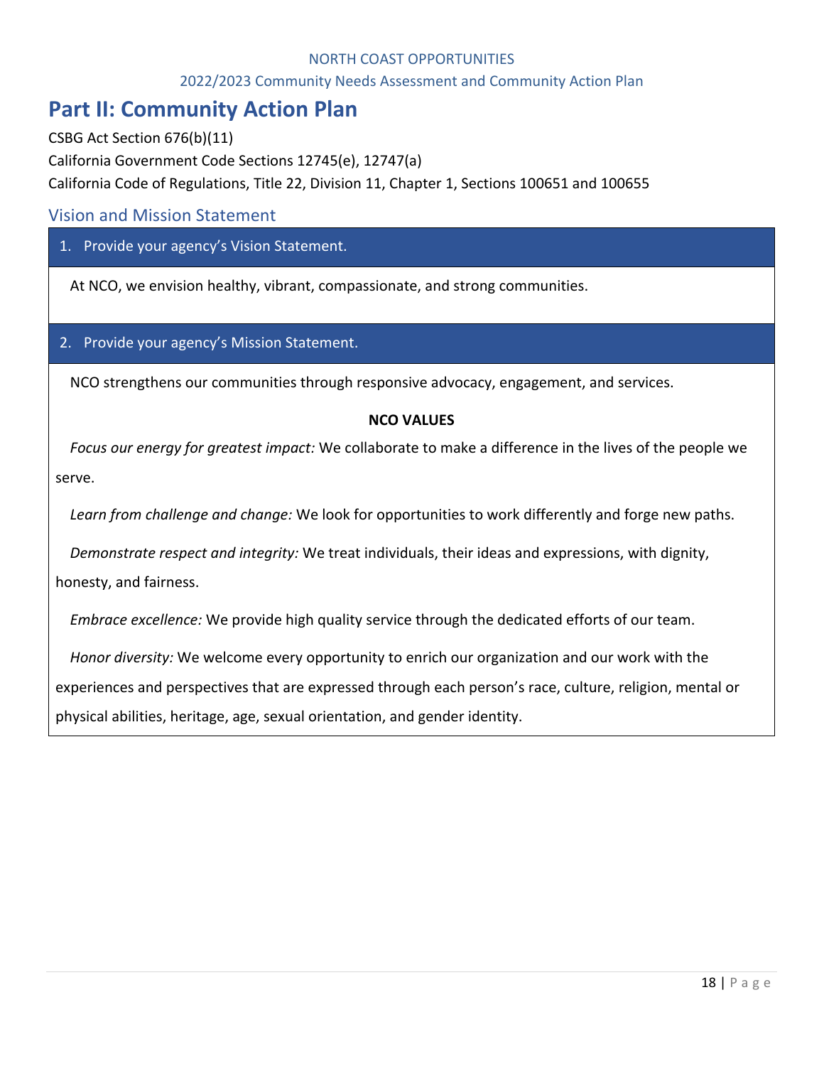# Part II: Community Action Plan

CSBG Act Section 676(b)(11)

California Government Code Sections 12745(e), 12747(a)

California Code of Regulations, Title 22, Division 11, Chapter 1, Sections 100651 and 100655

## Vision and Mission Statement

**1. Provide your agency's Vision Statement.**

At NCO, we envision healthy, vibrant, compassionate, and strong communities.

**2. Provide your agency's Mission Statement.**

NCO strengthens our communities through responsive advocacy, engagement, and services.

**NCO VALUES**

*Focus our energy for greatest impact:* We collaborate to make a difference in the lives of the people we serve.

*Learn from challenge and change:* We look for opportunities to work differently and forge new paths.

*Demonstrate respect and integrity:* We treat individuals, their ideas and expressions, with dignity, honesty, and fairness.

*Embrace excellence:* We provide high quality service through the dedicated efforts of our team.

*Honor diversity:* We welcome every opportunity to enrich our organization and our work with the experiences and perspectives that are expressed through each person's race, culture, religion, mental or physical abilities, heritage, age, sexual orientation, and gender identity.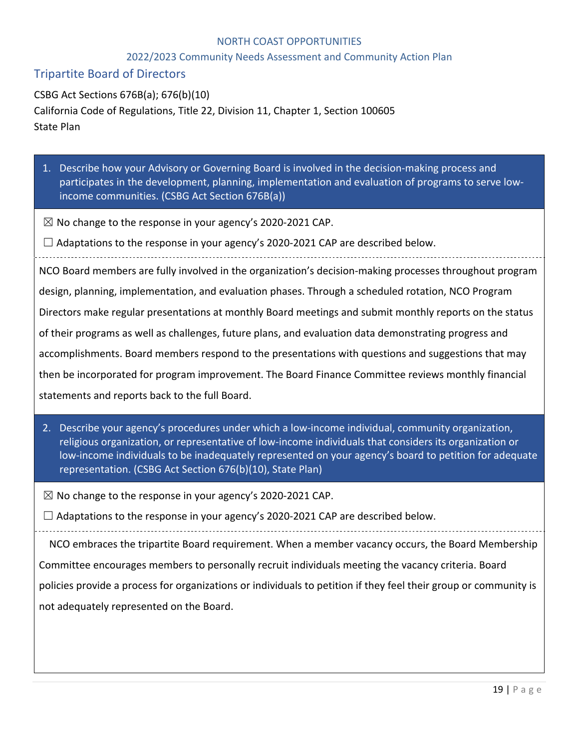## Tripartite Board of Directors

CSBG Act Sections 676B(a); 676(b)(10)
California Code of Regulations, Title 22, Division 11, Chapter 1, Section 100605
State Plan

1. Describe how your Advisory or Governing Board is involved in the decision-making process and participates in the development, planning, implementation and evaluation of programs to serve low-income communities. (CSBG Act Section 676B(a))

☒ No change to the response in your agency's 2020-2021 CAP.

☐ Adaptations to the response in your agency's 2020-2021 CAP are described below.

NCO Board members are fully involved in the organization's decision-making processes throughout program design, planning, implementation, and evaluation phases. Through a scheduled rotation, NCO Program Directors make regular presentations at monthly Board meetings and submit monthly reports on the status of their programs as well as challenges, future plans, and evaluation data demonstrating progress and accomplishments. Board members respond to the presentations with questions and suggestions that may then be incorporated for program improvement. The Board Finance Committee reviews monthly financial statements and reports back to the full Board.

2. Describe your agency's procedures under which a low-income individual, community organization, religious organization, or representative of low-income individuals that considers its organization or low-income individuals to be inadequately represented on your agency's board to petition for adequate representation. (CSBG Act Section 676(b)(10), State Plan)

☒ No change to the response in your agency's 2020-2021 CAP.

☐ Adaptations to the response in your agency's 2020-2021 CAP are described below.

NCO embraces the tripartite Board requirement. When a member vacancy occurs, the Board Membership Committee encourages members to personally recruit individuals meeting the vacancy criteria. Board policies provide a process for organizations or individuals to petition if they feel their group or community is not adequately represented on the Board.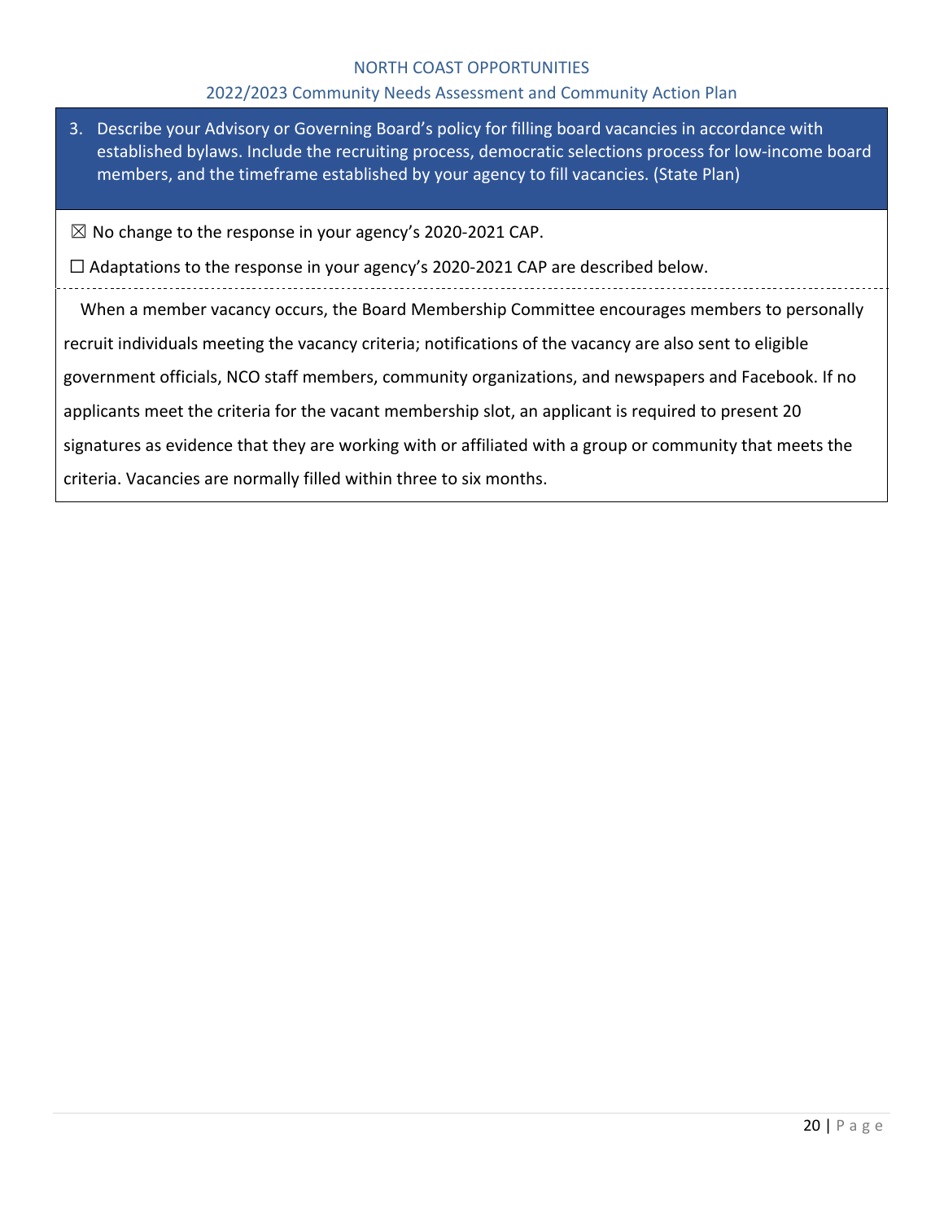3. Describe your Advisory or Governing Board's policy for filling board vacancies in accordance with established bylaws. Include the recruiting process, democratic selections process for low-income board members, and the timeframe established by your agency to fill vacancies. (State Plan)

☒ No change to the response in your agency's 2020-2021 CAP.

☐ Adaptations to the response in your agency's 2020-2021 CAP are described below.

When a member vacancy occurs, the Board Membership Committee encourages members to personally recruit individuals meeting the vacancy criteria; notifications of the vacancy are also sent to eligible government officials, NCO staff members, community organizations, and newspapers and Facebook. If no applicants meet the criteria for the vacant membership slot, an applicant is required to present 20 signatures as evidence that they are working with or affiliated with a group or community that meets the criteria. Vacancies are normally filled within three to six months.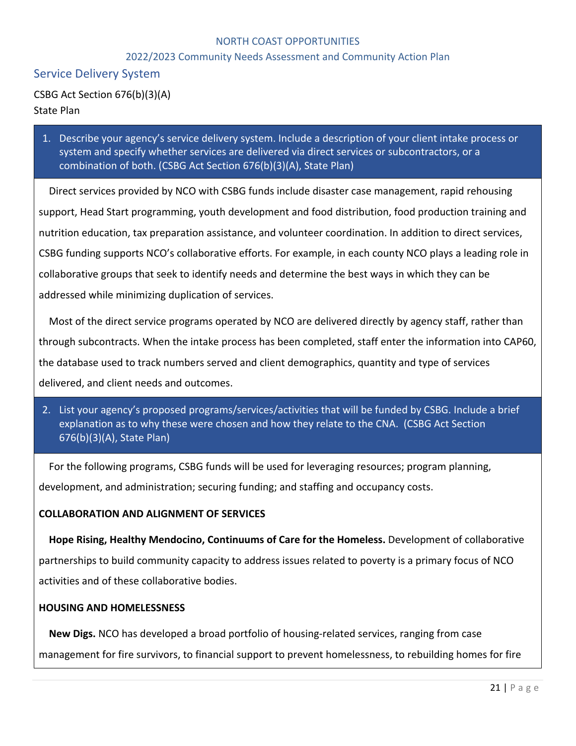## Service Delivery System

CSBG Act Section 676(b)(3)(A)
State Plan

**1. Describe your agency's service delivery system. Include a description of your client intake process or system and specify whether services are delivered via direct services or subcontractors, or a combination of both. (CSBG Act Section 676(b)(3)(A), State Plan)**

Direct services provided by NCO with CSBG funds include disaster case management, rapid rehousing support, Head Start programming, youth development and food distribution, food production training and nutrition education, tax preparation assistance, and volunteer coordination. In addition to direct services, CSBG funding supports NCO's collaborative efforts. For example, in each county NCO plays a leading role in collaborative groups that seek to identify needs and determine the best ways in which they can be addressed while minimizing duplication of services.

Most of the direct service programs operated by NCO are delivered directly by agency staff, rather than through subcontracts. When the intake process has been completed, staff enter the information into CAP60, the database used to track numbers served and client demographics, quantity and type of services delivered, and client needs and outcomes.

**2. List your agency's proposed programs/services/activities that will be funded by CSBG. Include a brief explanation as to why these were chosen and how they relate to the CNA. (CSBG Act Section 676(b)(3)(A), State Plan)**

For the following programs, CSBG funds will be used for leveraging resources; program planning, development, and administration; securing funding; and staffing and occupancy costs.

**COLLABORATION AND ALIGNMENT OF SERVICES**

**Hope Rising, Healthy Mendocino, Continuums of Care for the Homeless.** Development of collaborative partnerships to build community capacity to address issues related to poverty is a primary focus of NCO activities and of these collaborative bodies.

**HOUSING AND HOMELESSNESS**

**New Digs.** NCO has developed a broad portfolio of housing-related services, ranging from case management for fire survivors, to financial support to prevent homelessness, to rebuilding homes for fire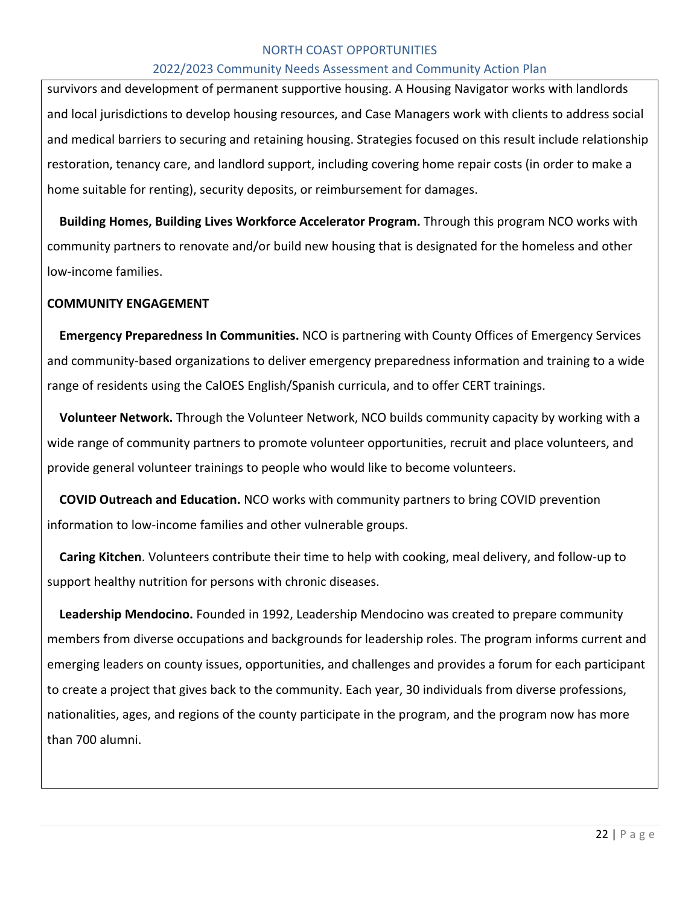survivors and development of permanent supportive housing. A Housing Navigator works with landlords and local jurisdictions to develop housing resources, and Case Managers work with clients to address social and medical barriers to securing and retaining housing. Strategies focused on this result include relationship restoration, tenancy care, and landlord support, including covering home repair costs (in order to make a home suitable for renting), security deposits, or reimbursement for damages.

**Building Homes, Building Lives Workforce Accelerator Program.** Through this program NCO works with community partners to renovate and/or build new housing that is designated for the homeless and other low-income families.

**COMMUNITY ENGAGEMENT**

**Emergency Preparedness In Communities.** NCO is partnering with County Offices of Emergency Services and community-based organizations to deliver emergency preparedness information and training to a wide range of residents using the CalOES English/Spanish curricula, and to offer CERT trainings.

**Volunteer Network.** Through the Volunteer Network, NCO builds community capacity by working with a wide range of community partners to promote volunteer opportunities, recruit and place volunteers, and provide general volunteer trainings to people who would like to become volunteers.

**COVID Outreach and Education.** NCO works with community partners to bring COVID prevention information to low-income families and other vulnerable groups.

**Caring Kitchen**. Volunteers contribute their time to help with cooking, meal delivery, and follow-up to support healthy nutrition for persons with chronic diseases.

**Leadership Mendocino.** Founded in 1992, Leadership Mendocino was created to prepare community members from diverse occupations and backgrounds for leadership roles. The program informs current and emerging leaders on county issues, opportunities, and challenges and provides a forum for each participant to create a project that gives back to the community. Each year, 30 individuals from diverse professions, nationalities, ages, and regions of the county participate in the program, and the program now has more than 700 alumni.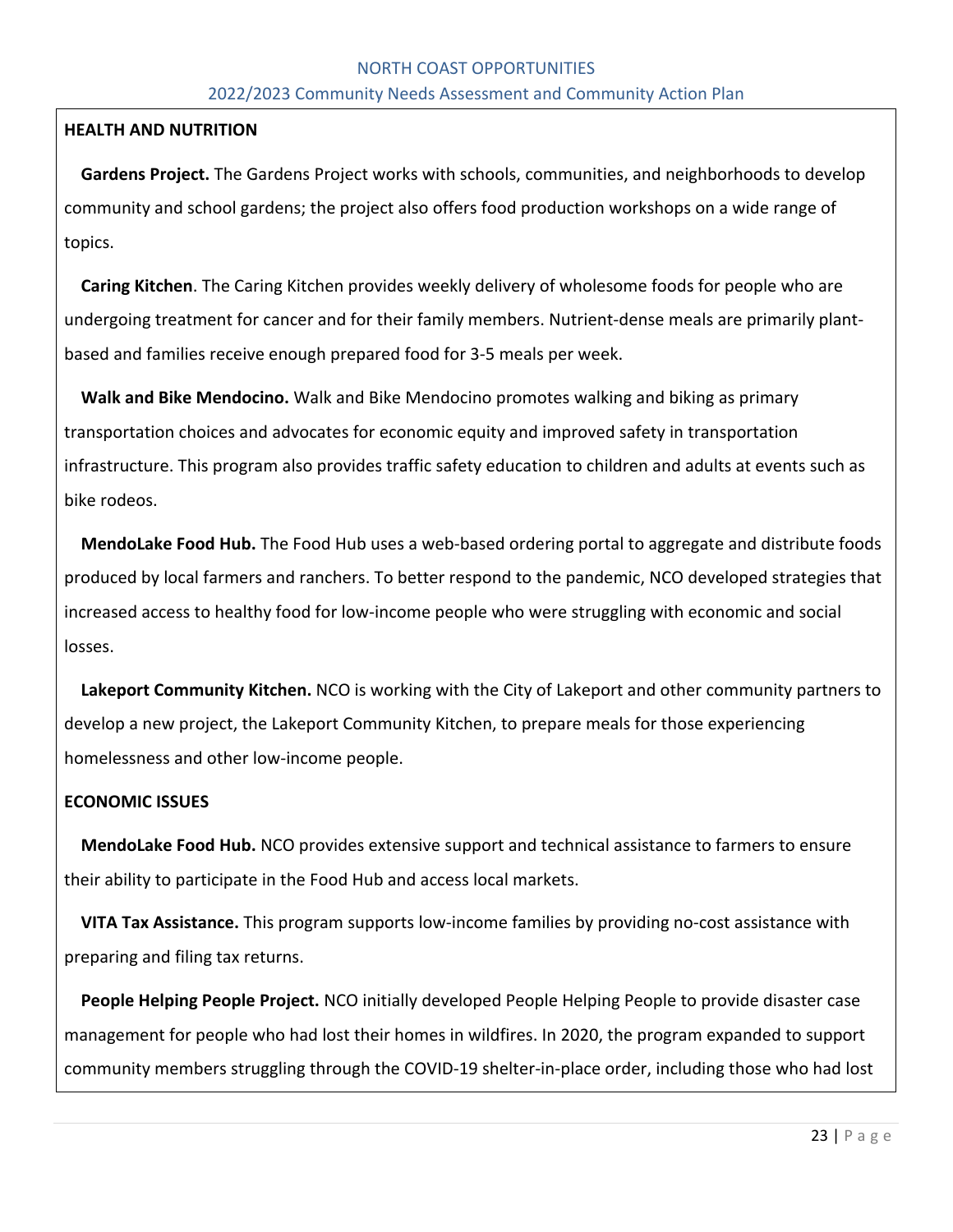**HEALTH AND NUTRITION**

**Gardens Project.** The Gardens Project works with schools, communities, and neighborhoods to develop community and school gardens; the project also offers food production workshops on a wide range of topics.

**Caring Kitchen**. The Caring Kitchen provides weekly delivery of wholesome foods for people who are undergoing treatment for cancer and for their family members. Nutrient-dense meals are primarily plant-based and families receive enough prepared food for 3-5 meals per week.

**Walk and Bike Mendocino.** Walk and Bike Mendocino promotes walking and biking as primary transportation choices and advocates for economic equity and improved safety in transportation infrastructure. This program also provides traffic safety education to children and adults at events such as bike rodeos.

**MendoLake Food Hub.** The Food Hub uses a web-based ordering portal to aggregate and distribute foods produced by local farmers and ranchers. To better respond to the pandemic, NCO developed strategies that increased access to healthy food for low-income people who were struggling with economic and social losses.

**Lakeport Community Kitchen.** NCO is working with the City of Lakeport and other community partners to develop a new project, the Lakeport Community Kitchen, to prepare meals for those experiencing homelessness and other low-income people.

**ECONOMIC ISSUES**

**MendoLake Food Hub.** NCO provides extensive support and technical assistance to farmers to ensure their ability to participate in the Food Hub and access local markets.

**VITA Tax Assistance.** This program supports low-income families by providing no-cost assistance with preparing and filing tax returns.

**People Helping People Project.** NCO initially developed People Helping People to provide disaster case management for people who had lost their homes in wildfires. In 2020, the program expanded to support community members struggling through the COVID-19 shelter-in-place order, including those who had lost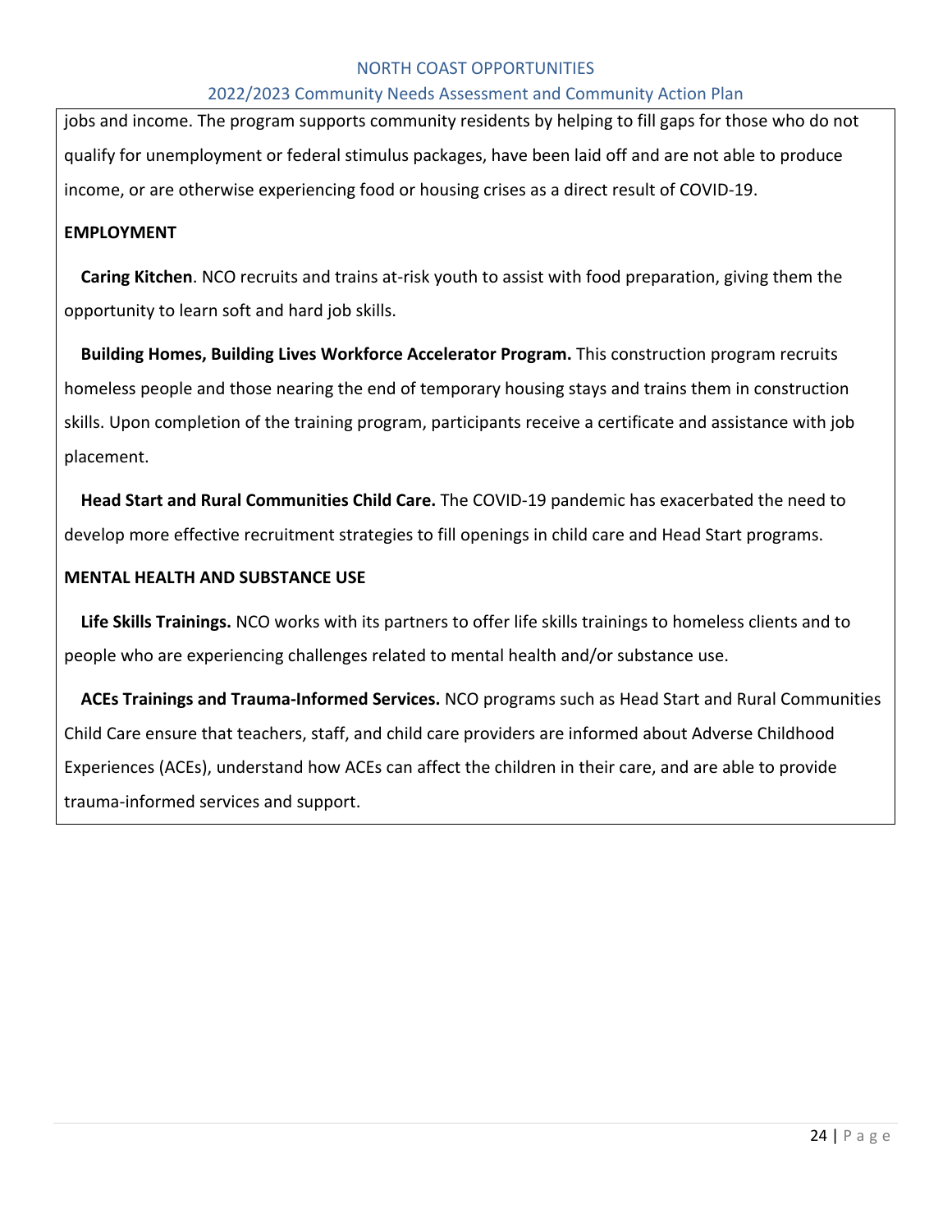jobs and income. The program supports community residents by helping to fill gaps for those who do not qualify for unemployment or federal stimulus packages, have been laid off and are not able to produce income, or are otherwise experiencing food or housing crises as a direct result of COVID-19.

**EMPLOYMENT**

**Caring Kitchen**. NCO recruits and trains at-risk youth to assist with food preparation, giving them the opportunity to learn soft and hard job skills.

**Building Homes, Building Lives Workforce Accelerator Program.** This construction program recruits homeless people and those nearing the end of temporary housing stays and trains them in construction skills. Upon completion of the training program, participants receive a certificate and assistance with job placement.

**Head Start and Rural Communities Child Care.** The COVID-19 pandemic has exacerbated the need to develop more effective recruitment strategies to fill openings in child care and Head Start programs.

**MENTAL HEALTH AND SUBSTANCE USE**

**Life Skills Trainings.** NCO works with its partners to offer life skills trainings to homeless clients and to people who are experiencing challenges related to mental health and/or substance use.

**ACEs Trainings and Trauma-Informed Services.** NCO programs such as Head Start and Rural Communities Child Care ensure that teachers, staff, and child care providers are informed about Adverse Childhood Experiences (ACEs), understand how ACEs can affect the children in their care, and are able to provide trauma-informed services and support.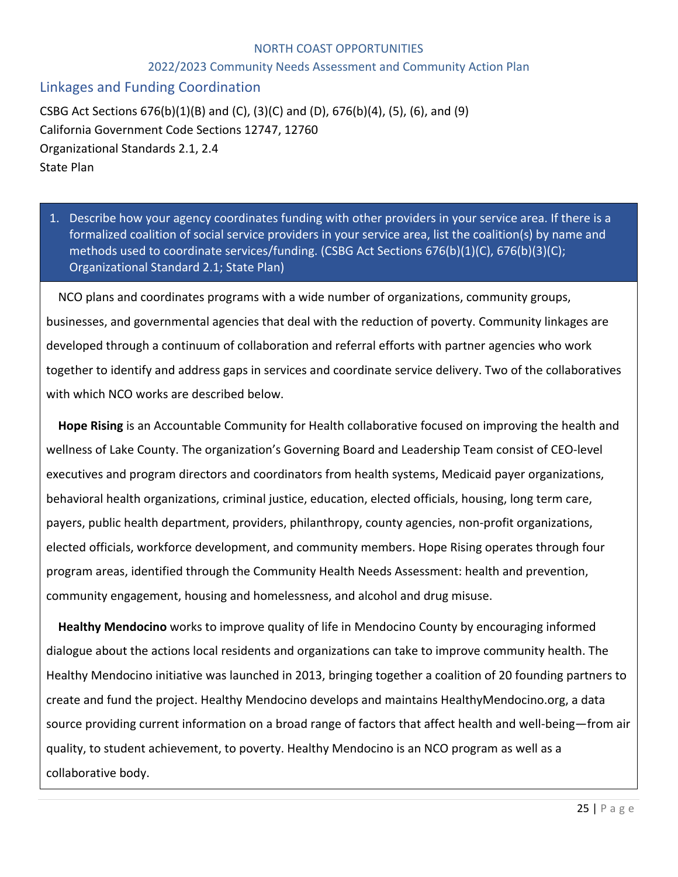## Linkages and Funding Coordination

CSBG Act Sections 676(b)(1)(B) and (C), (3)(C) and (D), 676(b)(4), (5), (6), and (9)
California Government Code Sections 12747, 12760
Organizational Standards 2.1, 2.4
State Plan

1. Describe how your agency coordinates funding with other providers in your service area. If there is a formalized coalition of social service providers in your service area, list the coalition(s) by name and methods used to coordinate services/funding. (CSBG Act Sections 676(b)(1)(C), 676(b)(3)(C); Organizational Standard 2.1; State Plan)

NCO plans and coordinates programs with a wide number of organizations, community groups, businesses, and governmental agencies that deal with the reduction of poverty. Community linkages are developed through a continuum of collaboration and referral efforts with partner agencies who work together to identify and address gaps in services and coordinate service delivery. Two of the collaboratives with which NCO works are described below.

**Hope Rising** is an Accountable Community for Health collaborative focused on improving the health and wellness of Lake County. The organization's Governing Board and Leadership Team consist of CEO-level executives and program directors and coordinators from health systems, Medicaid payer organizations, behavioral health organizations, criminal justice, education, elected officials, housing, long term care, payers, public health department, providers, philanthropy, county agencies, non-profit organizations, elected officials, workforce development, and community members. Hope Rising operates through four program areas, identified through the Community Health Needs Assessment: health and prevention, community engagement, housing and homelessness, and alcohol and drug misuse.

**Healthy Mendocino** works to improve quality of life in Mendocino County by encouraging informed dialogue about the actions local residents and organizations can take to improve community health. The Healthy Mendocino initiative was launched in 2013, bringing together a coalition of 20 founding partners to create and fund the project. Healthy Mendocino develops and maintains HealthyMendocino.org, a data source providing current information on a broad range of factors that affect health and well-being—from air quality, to student achievement, to poverty. Healthy Mendocino is an NCO program as well as a collaborative body.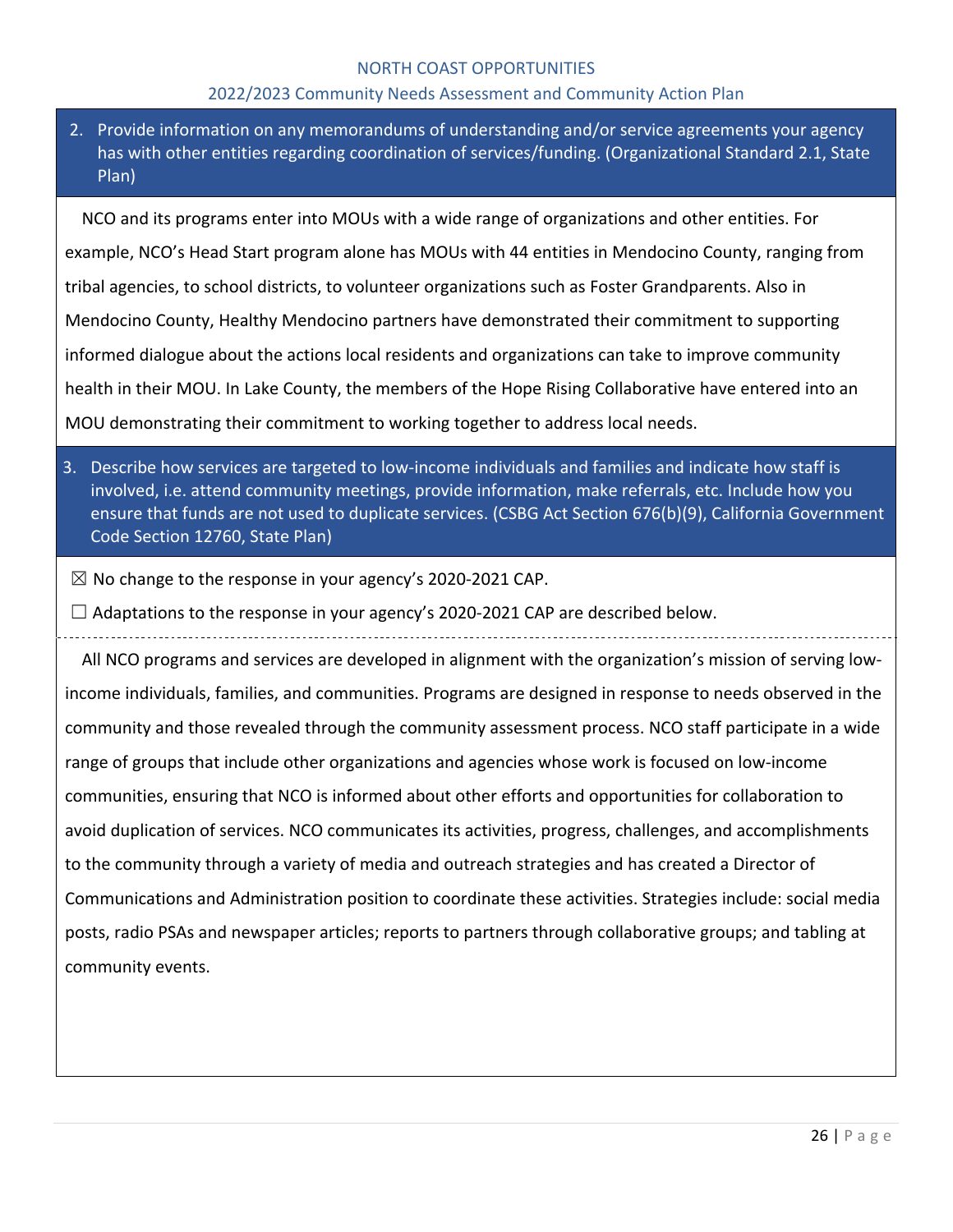2. Provide information on any memorandums of understanding and/or service agreements your agency has with other entities regarding coordination of services/funding. (Organizational Standard 2.1, State Plan)

NCO and its programs enter into MOUs with a wide range of organizations and other entities. For example, NCO's Head Start program alone has MOUs with 44 entities in Mendocino County, ranging from tribal agencies, to school districts, to volunteer organizations such as Foster Grandparents. Also in Mendocino County, Healthy Mendocino partners have demonstrated their commitment to supporting informed dialogue about the actions local residents and organizations can take to improve community health in their MOU. In Lake County, the members of the Hope Rising Collaborative have entered into an MOU demonstrating their commitment to working together to address local needs.

3. Describe how services are targeted to low-income individuals and families and indicate how staff is involved, i.e. attend community meetings, provide information, make referrals, etc. Include how you ensure that funds are not used to duplicate services. (CSBG Act Section 676(b)(9), California Government Code Section 12760, State Plan)

☒ No change to the response in your agency's 2020-2021 CAP.

☐ Adaptations to the response in your agency's 2020-2021 CAP are described below.

All NCO programs and services are developed in alignment with the organization's mission of serving low-income individuals, families, and communities. Programs are designed in response to needs observed in the community and those revealed through the community assessment process. NCO staff participate in a wide range of groups that include other organizations and agencies whose work is focused on low-income communities, ensuring that NCO is informed about other efforts and opportunities for collaboration to avoid duplication of services. NCO communicates its activities, progress, challenges, and accomplishments to the community through a variety of media and outreach strategies and has created a Director of Communications and Administration position to coordinate these activities. Strategies include: social media posts, radio PSAs and newspaper articles; reports to partners through collaborative groups; and tabling at community events.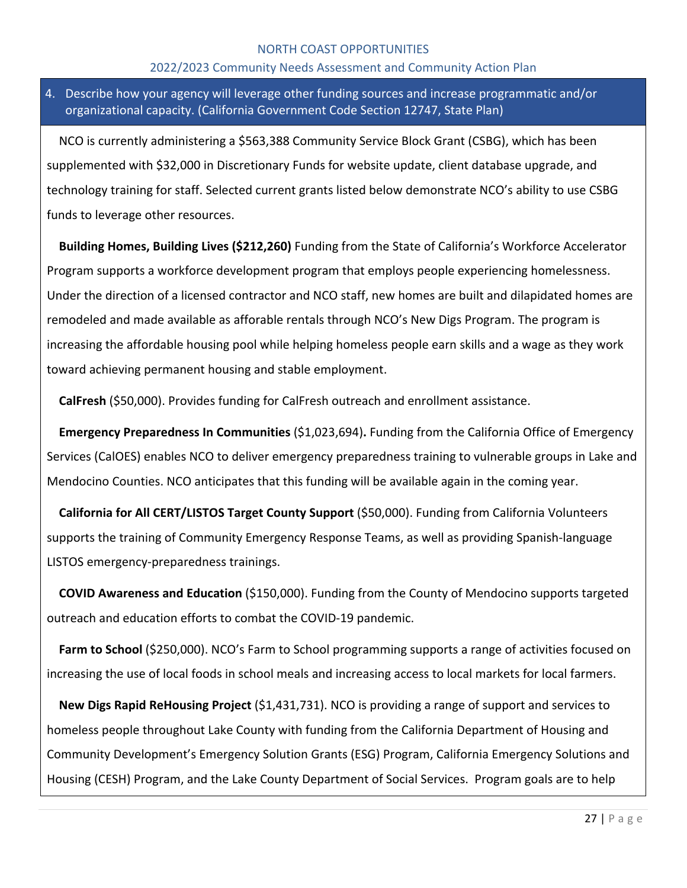4. Describe how your agency will leverage other funding sources and increase programmatic and/or organizational capacity. (California Government Code Section 12747, State Plan)

NCO is currently administering a $563,388 Community Service Block Grant (CSBG), which has been supplemented with $32,000 in Discretionary Funds for website update, client database upgrade, and technology training for staff. Selected current grants listed below demonstrate NCO's ability to use CSBG funds to leverage other resources.

**Building Homes, Building Lives ($212,260)** Funding from the State of California's Workforce Accelerator Program supports a workforce development program that employs people experiencing homelessness. Under the direction of a licensed contractor and NCO staff, new homes are built and dilapidated homes are remodeled and made available as aforable rentals through NCO's New Digs Program. The program is increasing the affordable housing pool while helping homeless people earn skills and a wage as they work toward achieving permanent housing and stable employment.

**CalFresh** ($50,000). Provides funding for CalFresh outreach and enrollment assistance.

**Emergency Preparedness In Communities** ($1,023,694)**.** Funding from the California Office of Emergency Services (CalOES) enables NCO to deliver emergency preparedness training to vulnerable groups in Lake and Mendocino Counties. NCO anticipates that this funding will be available again in the coming year.

**California for All CERT/LISTOS Target County Support** ($50,000). Funding from California Volunteers supports the training of Community Emergency Response Teams, as well as providing Spanish-language LISTOS emergency-preparedness trainings.

**COVID Awareness and Education** ($150,000). Funding from the County of Mendocino supports targeted outreach and education efforts to combat the COVID-19 pandemic.

**Farm to School** ($250,000). NCO's Farm to School programming supports a range of activities focused on increasing the use of local foods in school meals and increasing access to local markets for local farmers.

**New Digs Rapid ReHousing Project** ($1,431,731). NCO is providing a range of support and services to homeless people throughout Lake County with funding from the California Department of Housing and Community Development's Emergency Solution Grants (ESG) Program, California Emergency Solutions and Housing (CESH) Program, and the Lake County Department of Social Services. Program goals are to help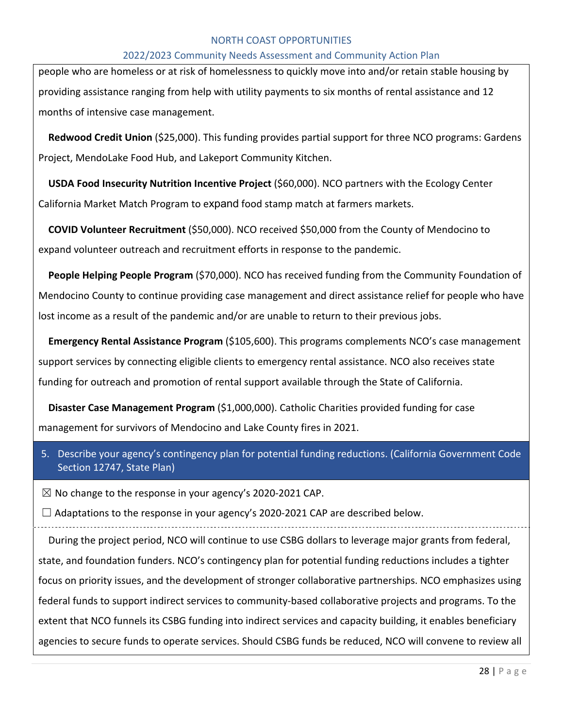people who are homeless or at risk of homelessness to quickly move into and/or retain stable housing by providing assistance ranging from help with utility payments to six months of rental assistance and 12 months of intensive case management.

**Redwood Credit Union** ($25,000). This funding provides partial support for three NCO programs: Gardens Project, MendoLake Food Hub, and Lakeport Community Kitchen.

**USDA Food Insecurity Nutrition Incentive Project** ($60,000). NCO partners with the Ecology Center California Market Match Program to expand food stamp match at farmers markets.

**COVID Volunteer Recruitment** ($50,000). NCO received $50,000 from the County of Mendocino to expand volunteer outreach and recruitment efforts in response to the pandemic.

**People Helping People Program** ($70,000). NCO has received funding from the Community Foundation of Mendocino County to continue providing case management and direct assistance relief for people who have lost income as a result of the pandemic and/or are unable to return to their previous jobs.

**Emergency Rental Assistance Program** ($105,600). This programs complements NCO's case management support services by connecting eligible clients to emergency rental assistance. NCO also receives state funding for outreach and promotion of rental support available through the State of California.

**Disaster Case Management Program** ($1,000,000). Catholic Charities provided funding for case management for survivors of Mendocino and Lake County fires in 2021.

5. Describe your agency's contingency plan for potential funding reductions. (California Government Code Section 12747, State Plan)

☒ No change to the response in your agency's 2020-2021 CAP.

☐ Adaptations to the response in your agency's 2020-2021 CAP are described below.

During the project period, NCO will continue to use CSBG dollars to leverage major grants from federal, state, and foundation funders. NCO's contingency plan for potential funding reductions includes a tighter focus on priority issues, and the development of stronger collaborative partnerships. NCO emphasizes using federal funds to support indirect services to community-based collaborative projects and programs. To the extent that NCO funnels its CSBG funding into indirect services and capacity building, it enables beneficiary agencies to secure funds to operate services. Should CSBG funds be reduced, NCO will convene to review all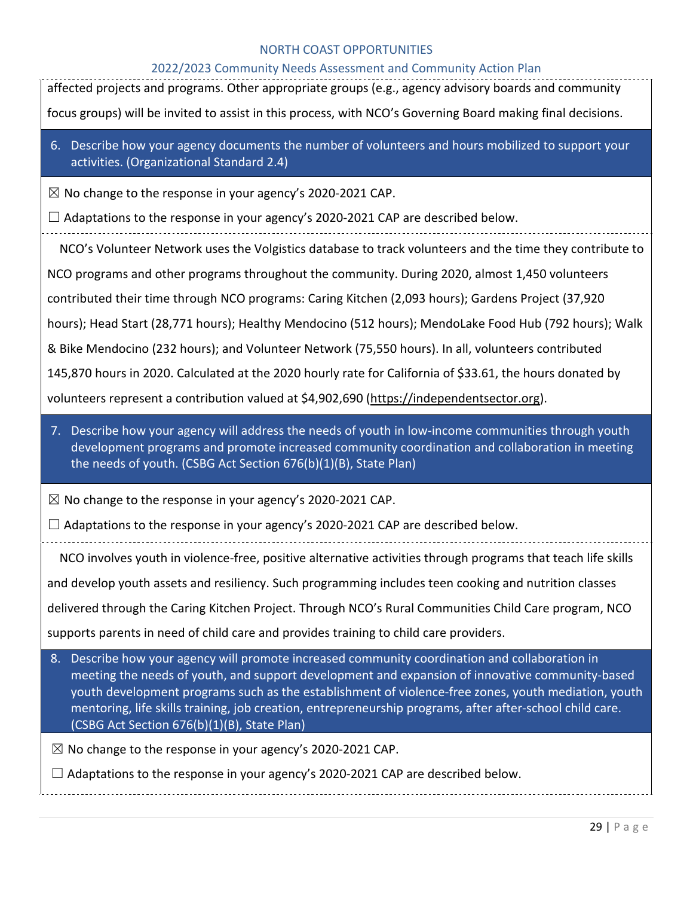affected projects and programs. Other appropriate groups (e.g., agency advisory boards and community focus groups) will be invited to assist in this process, with NCO's Governing Board making final decisions.

6. Describe how your agency documents the number of volunteers and hours mobilized to support your activities. (Organizational Standard 2.4)

☒ No change to the response in your agency's 2020-2021 CAP.

☐ Adaptations to the response in your agency's 2020-2021 CAP are described below.

NCO's Volunteer Network uses the Volgistics database to track volunteers and the time they contribute to NCO programs and other programs throughout the community. During 2020, almost 1,450 volunteers contributed their time through NCO programs: Caring Kitchen (2,093 hours); Gardens Project (37,920 hours); Head Start (28,771 hours); Healthy Mendocino (512 hours); MendoLake Food Hub (792 hours); Walk & Bike Mendocino (232 hours); and Volunteer Network (75,550 hours). In all, volunteers contributed 145,870 hours in 2020. Calculated at the 2020 hourly rate for California of $33.61, the hours donated by volunteers represent a contribution valued at $4,902,690 (https://independentsector.org).

7. Describe how your agency will address the needs of youth in low-income communities through youth development programs and promote increased community coordination and collaboration in meeting the needs of youth. (CSBG Act Section 676(b)(1)(B), State Plan)

☒ No change to the response in your agency's 2020-2021 CAP.

☐ Adaptations to the response in your agency's 2020-2021 CAP are described below.

NCO involves youth in violence-free, positive alternative activities through programs that teach life skills and develop youth assets and resiliency. Such programming includes teen cooking and nutrition classes delivered through the Caring Kitchen Project. Through NCO's Rural Communities Child Care program, NCO supports parents in need of child care and provides training to child care providers.

8. Describe how your agency will promote increased community coordination and collaboration in meeting the needs of youth, and support development and expansion of innovative community-based youth development programs such as the establishment of violence-free zones, youth mediation, youth mentoring, life skills training, job creation, entrepreneurship programs, after after-school child care. (CSBG Act Section 676(b)(1)(B), State Plan)

☒ No change to the response in your agency's 2020-2021 CAP.

☐ Adaptations to the response in your agency's 2020-2021 CAP are described below.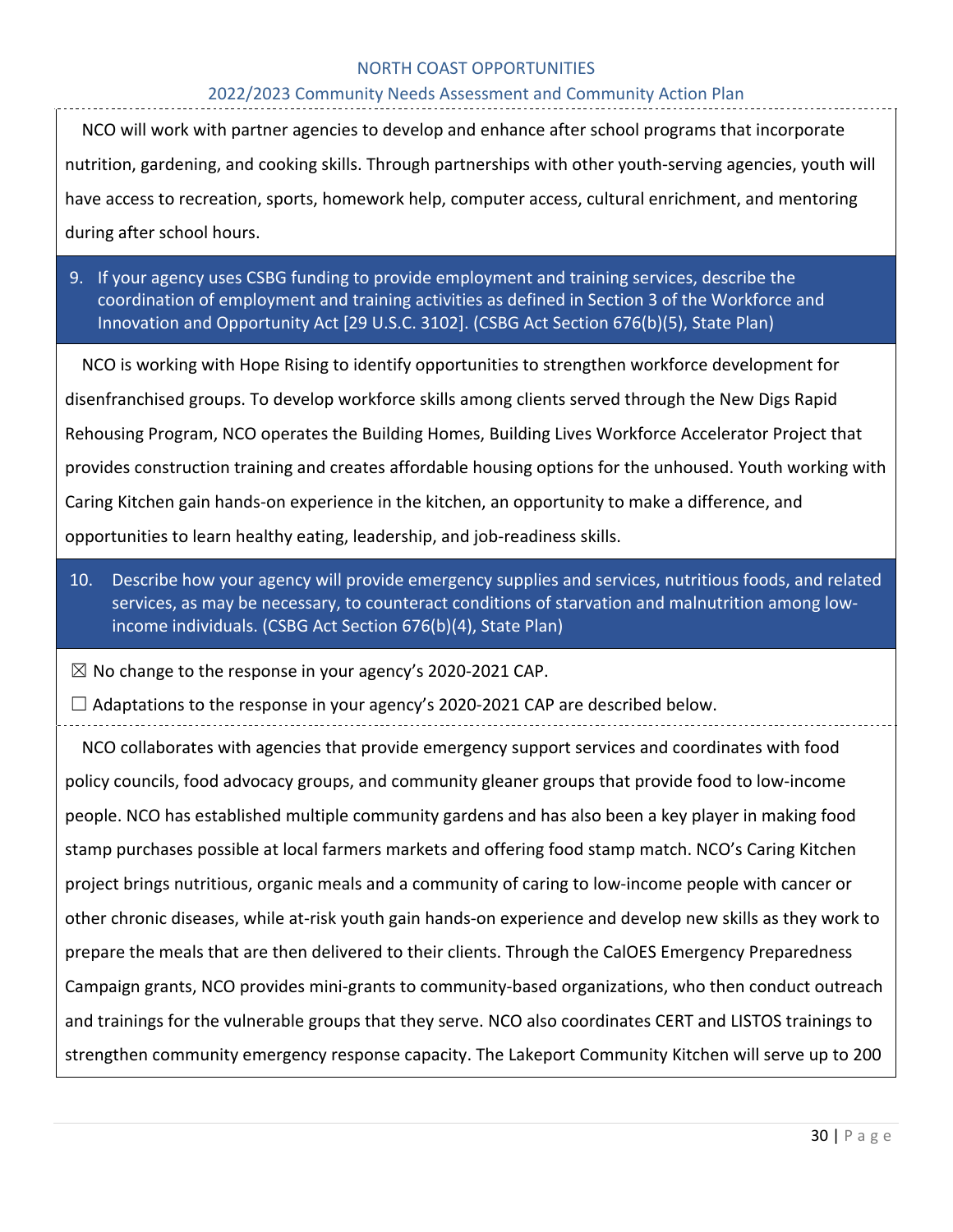NCO will work with partner agencies to develop and enhance after school programs that incorporate nutrition, gardening, and cooking skills. Through partnerships with other youth-serving agencies, youth will have access to recreation, sports, homework help, computer access, cultural enrichment, and mentoring during after school hours.

9. If your agency uses CSBG funding to provide employment and training services, describe the coordination of employment and training activities as defined in Section 3 of the Workforce and Innovation and Opportunity Act [29 U.S.C. 3102]. (CSBG Act Section 676(b)(5), State Plan)

NCO is working with Hope Rising to identify opportunities to strengthen workforce development for disenfranchised groups. To develop workforce skills among clients served through the New Digs Rapid Rehousing Program, NCO operates the Building Homes, Building Lives Workforce Accelerator Project that provides construction training and creates affordable housing options for the unhoused. Youth working with Caring Kitchen gain hands-on experience in the kitchen, an opportunity to make a difference, and opportunities to learn healthy eating, leadership, and job-readiness skills.

10. Describe how your agency will provide emergency supplies and services, nutritious foods, and related services, as may be necessary, to counteract conditions of starvation and malnutrition among low-income individuals. (CSBG Act Section 676(b)(4), State Plan)

☒ No change to the response in your agency's 2020-2021 CAP.

☐ Adaptations to the response in your agency's 2020-2021 CAP are described below.

NCO collaborates with agencies that provide emergency support services and coordinates with food policy councils, food advocacy groups, and community gleaner groups that provide food to low-income people. NCO has established multiple community gardens and has also been a key player in making food stamp purchases possible at local farmers markets and offering food stamp match. NCO's Caring Kitchen project brings nutritious, organic meals and a community of caring to low-income people with cancer or other chronic diseases, while at-risk youth gain hands-on experience and develop new skills as they work to prepare the meals that are then delivered to their clients. Through the CalOES Emergency Preparedness Campaign grants, NCO provides mini-grants to community-based organizations, who then conduct outreach and trainings for the vulnerable groups that they serve. NCO also coordinates CERT and LISTOS trainings to strengthen community emergency response capacity. The Lakeport Community Kitchen will serve up to 200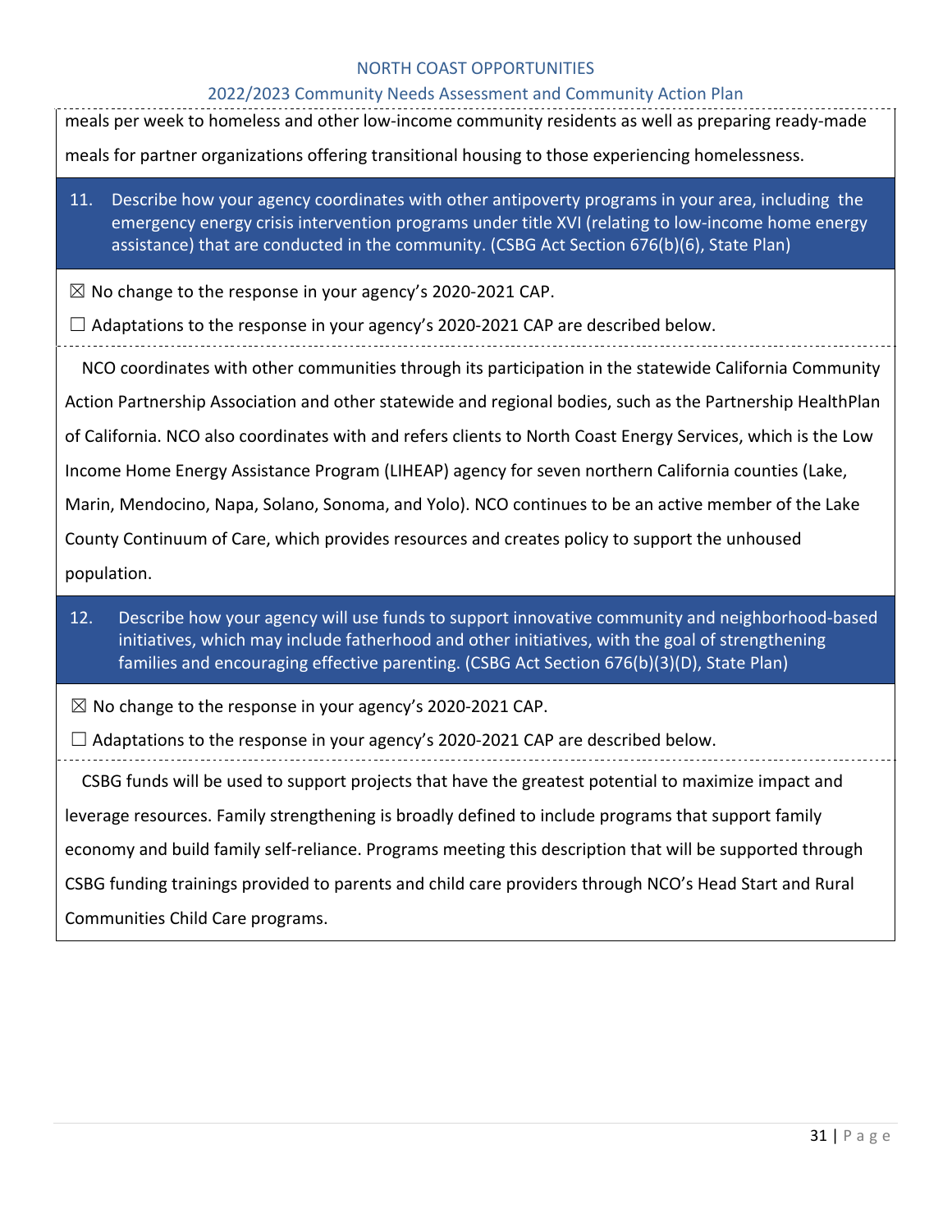meals per week to homeless and other low-income community residents as well as preparing ready-made meals for partner organizations offering transitional housing to those experiencing homelessness.

**11. Describe how your agency coordinates with other antipoverty programs in your area, including the emergency energy crisis intervention programs under title XVI (relating to low-income home energy assistance) that are conducted in the community. (CSBG Act Section 676(b)(6), State Plan)**

☒ No change to the response in your agency's 2020-2021 CAP.

☐ Adaptations to the response in your agency's 2020-2021 CAP are described below.

NCO coordinates with other communities through its participation in the statewide California Community Action Partnership Association and other statewide and regional bodies, such as the Partnership HealthPlan of California. NCO also coordinates with and refers clients to North Coast Energy Services, which is the Low Income Home Energy Assistance Program (LIHEAP) agency for seven northern California counties (Lake, Marin, Mendocino, Napa, Solano, Sonoma, and Yolo). NCO continues to be an active member of the Lake County Continuum of Care, which provides resources and creates policy to support the unhoused population.

**12. Describe how your agency will use funds to support innovative community and neighborhood-based initiatives, which may include fatherhood and other initiatives, with the goal of strengthening families and encouraging effective parenting. (CSBG Act Section 676(b)(3)(D), State Plan)**

☒ No change to the response in your agency's 2020-2021 CAP.

☐ Adaptations to the response in your agency's 2020-2021 CAP are described below.

CSBG funds will be used to support projects that have the greatest potential to maximize impact and leverage resources. Family strengthening is broadly defined to include programs that support family economy and build family self-reliance. Programs meeting this description that will be supported through CSBG funding trainings provided to parents and child care providers through NCO's Head Start and Rural Communities Child Care programs.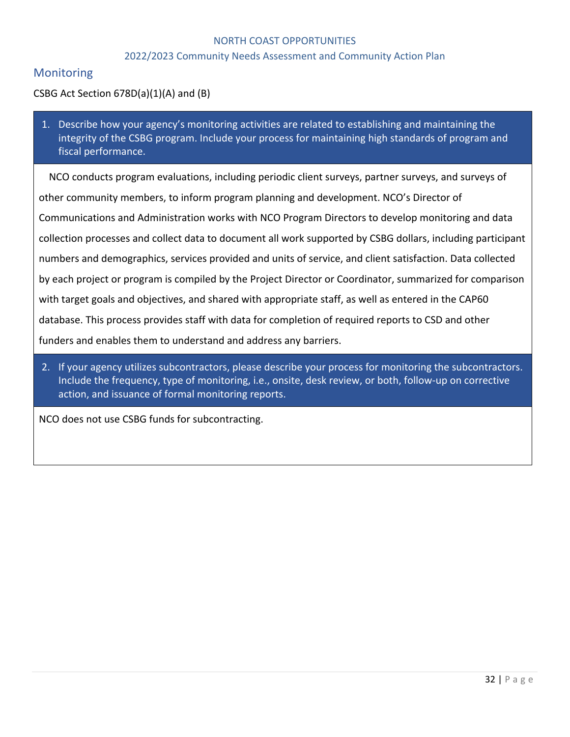## Monitoring

CSBG Act Section 678D(a)(1)(A) and (B)

1. Describe how your agency's monitoring activities are related to establishing and maintaining the integrity of the CSBG program. Include your process for maintaining high standards of program and fiscal performance.

NCO conducts program evaluations, including periodic client surveys, partner surveys, and surveys of other community members, to inform program planning and development. NCO's Director of Communications and Administration works with NCO Program Directors to develop monitoring and data collection processes and collect data to document all work supported by CSBG dollars, including participant numbers and demographics, services provided and units of service, and client satisfaction. Data collected by each project or program is compiled by the Project Director or Coordinator, summarized for comparison with target goals and objectives, and shared with appropriate staff, as well as entered in the CAP60 database. This process provides staff with data for completion of required reports to CSD and other funders and enables them to understand and address any barriers.

2. If your agency utilizes subcontractors, please describe your process for monitoring the subcontractors. Include the frequency, type of monitoring, i.e., onsite, desk review, or both, follow-up on corrective action, and issuance of formal monitoring reports.

NCO does not use CSBG funds for subcontracting.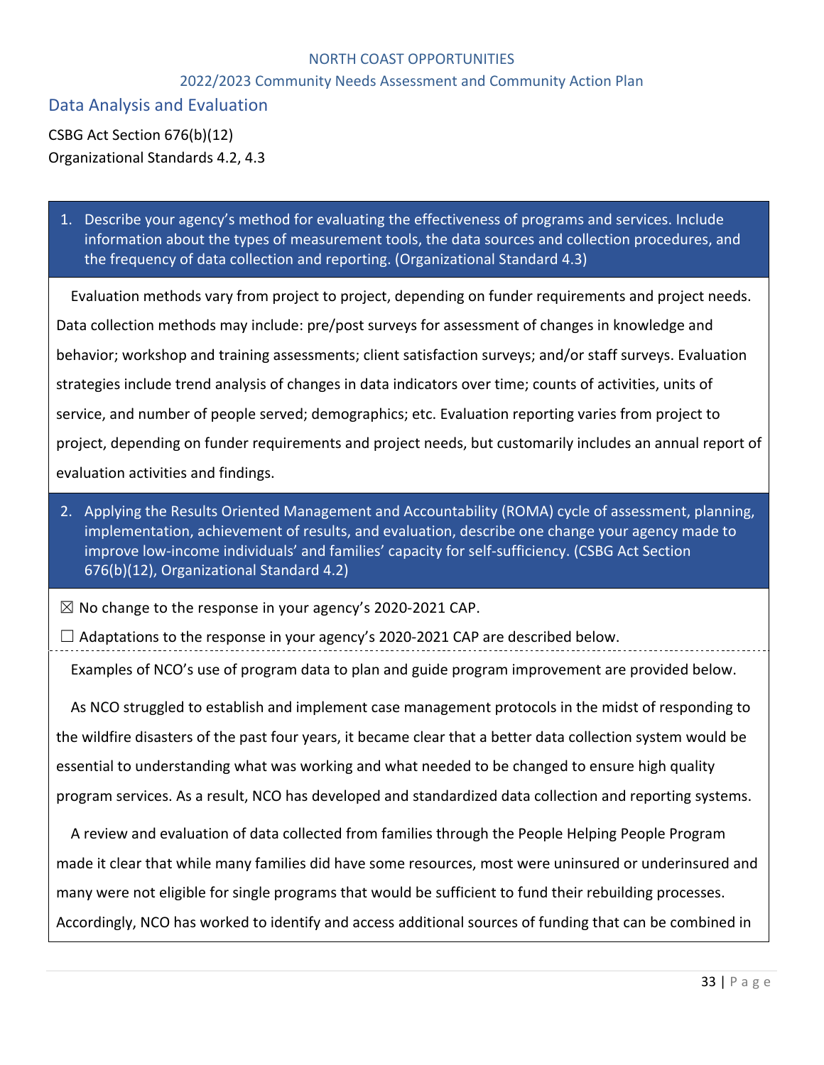## Data Analysis and Evaluation

CSBG Act Section 676(b)(12)
Organizational Standards 4.2, 4.3

1. Describe your agency's method for evaluating the effectiveness of programs and services. Include information about the types of measurement tools, the data sources and collection procedures, and the frequency of data collection and reporting. (Organizational Standard 4.3)

Evaluation methods vary from project to project, depending on funder requirements and project needs. Data collection methods may include: pre/post surveys for assessment of changes in knowledge and behavior; workshop and training assessments; client satisfaction surveys; and/or staff surveys. Evaluation strategies include trend analysis of changes in data indicators over time; counts of activities, units of service, and number of people served; demographics; etc. Evaluation reporting varies from project to project, depending on funder requirements and project needs, but customarily includes an annual report of evaluation activities and findings.

2. Applying the Results Oriented Management and Accountability (ROMA) cycle of assessment, planning, implementation, achievement of results, and evaluation, describe one change your agency made to improve low-income individuals' and families' capacity for self-sufficiency. (CSBG Act Section 676(b)(12), Organizational Standard 4.2)

☒ No change to the response in your agency's 2020-2021 CAP.

☐ Adaptations to the response in your agency's 2020-2021 CAP are described below.

Examples of NCO's use of program data to plan and guide program improvement are provided below.

As NCO struggled to establish and implement case management protocols in the midst of responding to the wildfire disasters of the past four years, it became clear that a better data collection system would be essential to understanding what was working and what needed to be changed to ensure high quality program services. As a result, NCO has developed and standardized data collection and reporting systems.

A review and evaluation of data collected from families through the People Helping People Program made it clear that while many families did have some resources, most were uninsured or underinsured and many were not eligible for single programs that would be sufficient to fund their rebuilding processes. Accordingly, NCO has worked to identify and access additional sources of funding that can be combined in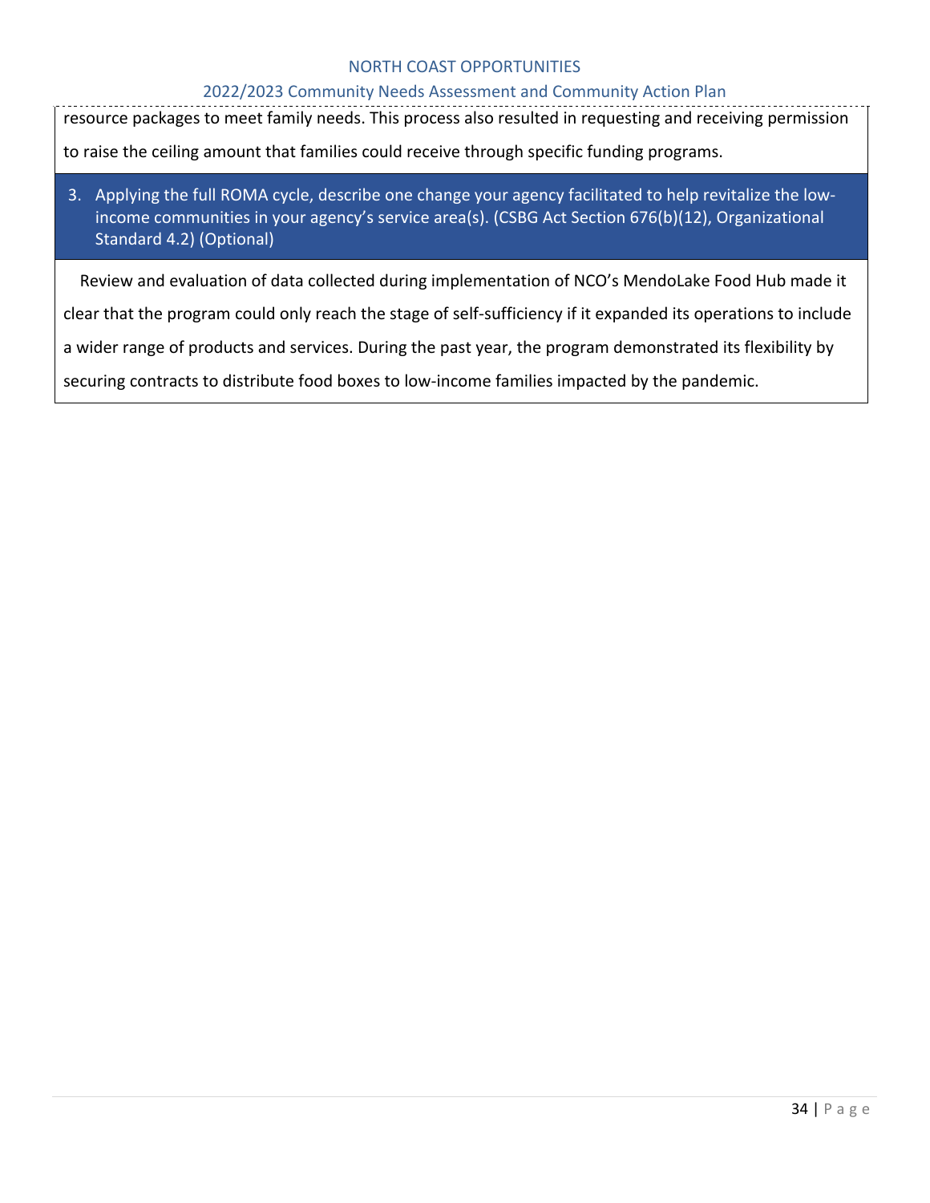resource packages to meet family needs. This process also resulted in requesting and receiving permission to raise the ceiling amount that families could receive through specific funding programs.

3. Applying the full ROMA cycle, describe one change your agency facilitated to help revitalize the low-income communities in your agency's service area(s). (CSBG Act Section 676(b)(12), Organizational Standard 4.2) (Optional)

Review and evaluation of data collected during implementation of NCO's MendoLake Food Hub made it clear that the program could only reach the stage of self-sufficiency if it expanded its operations to include a wider range of products and services. During the past year, the program demonstrated its flexibility by securing contracts to distribute food boxes to low-income families impacted by the pandemic.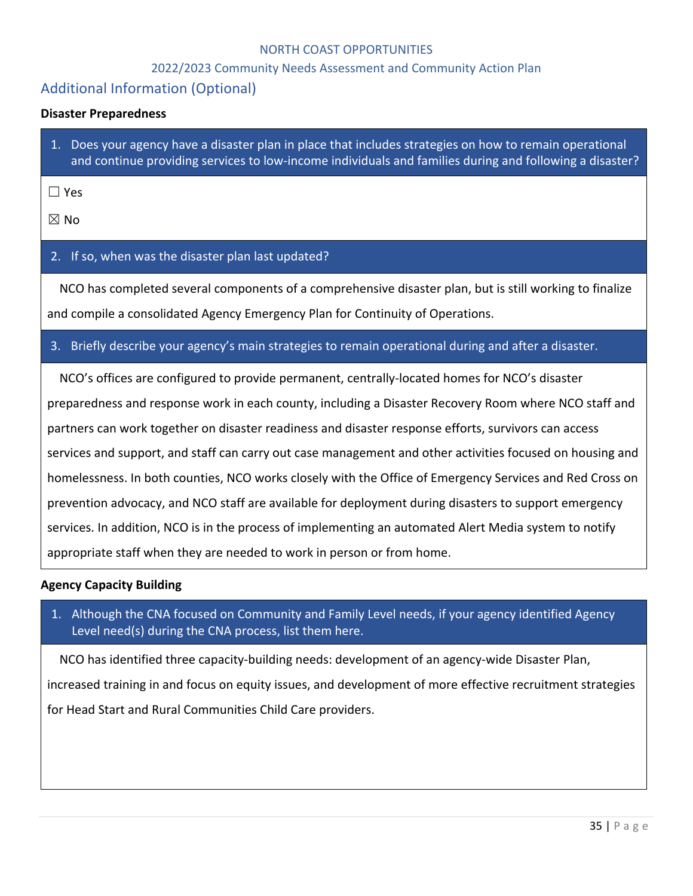## Additional Information (Optional)

**Disaster Preparedness**

1. Does your agency have a disaster plan in place that includes strategies on how to remain operational and continue providing services to low-income individuals and families during and following a disaster?

☐ Yes

☒ No

2. If so, when was the disaster plan last updated?

NCO has completed several components of a comprehensive disaster plan, but is still working to finalize and compile a consolidated Agency Emergency Plan for Continuity of Operations.

3. Briefly describe your agency's main strategies to remain operational during and after a disaster.

NCO's offices are configured to provide permanent, centrally-located homes for NCO's disaster preparedness and response work in each county, including a Disaster Recovery Room where NCO staff and partners can work together on disaster readiness and disaster response efforts, survivors can access services and support, and staff can carry out case management and other activities focused on housing and homelessness. In both counties, NCO works closely with the Office of Emergency Services and Red Cross on prevention advocacy, and NCO staff are available for deployment during disasters to support emergency services. In addition, NCO is in the process of implementing an automated Alert Media system to notify appropriate staff when they are needed to work in person or from home.

**Agency Capacity Building**

1. Although the CNA focused on Community and Family Level needs, if your agency identified Agency Level need(s) during the CNA process, list them here.

NCO has identified three capacity-building needs: development of an agency-wide Disaster Plan, increased training in and focus on equity issues, and development of more effective recruitment strategies for Head Start and Rural Communities Child Care providers.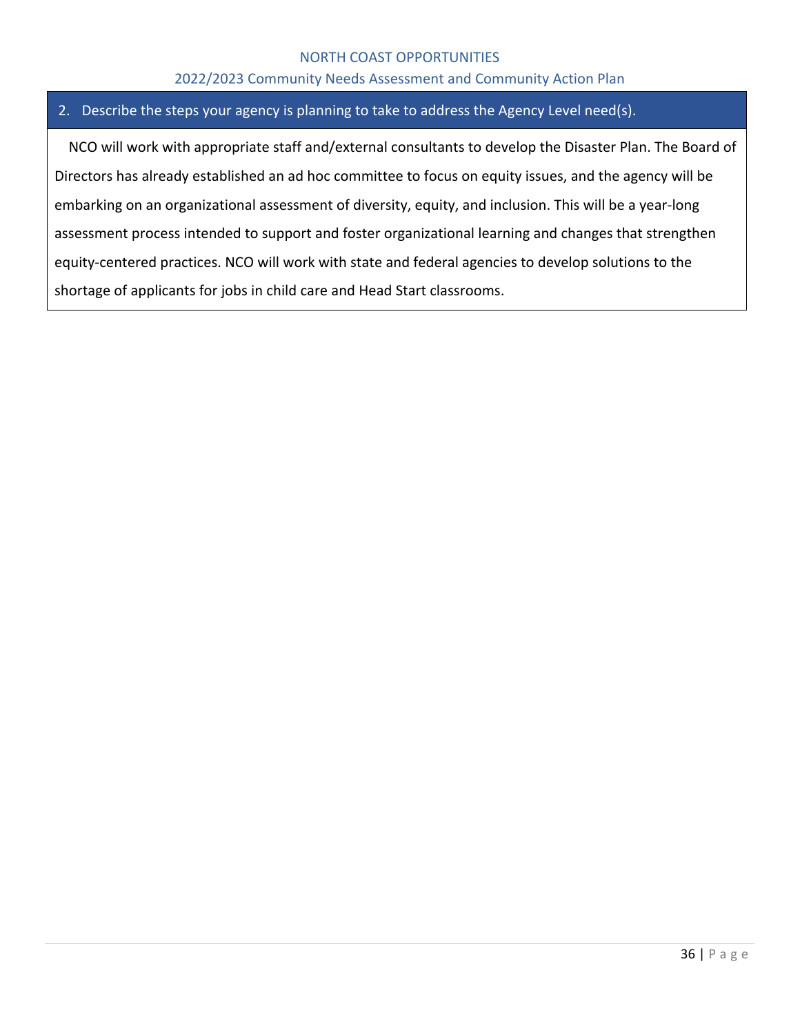2. Describe the steps your agency is planning to take to address the Agency Level need(s).

NCO will work with appropriate staff and/external consultants to develop the Disaster Plan. The Board of Directors has already established an ad hoc committee to focus on equity issues, and the agency will be embarking on an organizational assessment of diversity, equity, and inclusion. This will be a year-long assessment process intended to support and foster organizational learning and changes that strengthen equity-centered practices. NCO will work with state and federal agencies to develop solutions to the shortage of applicants for jobs in child care and Head Start classrooms.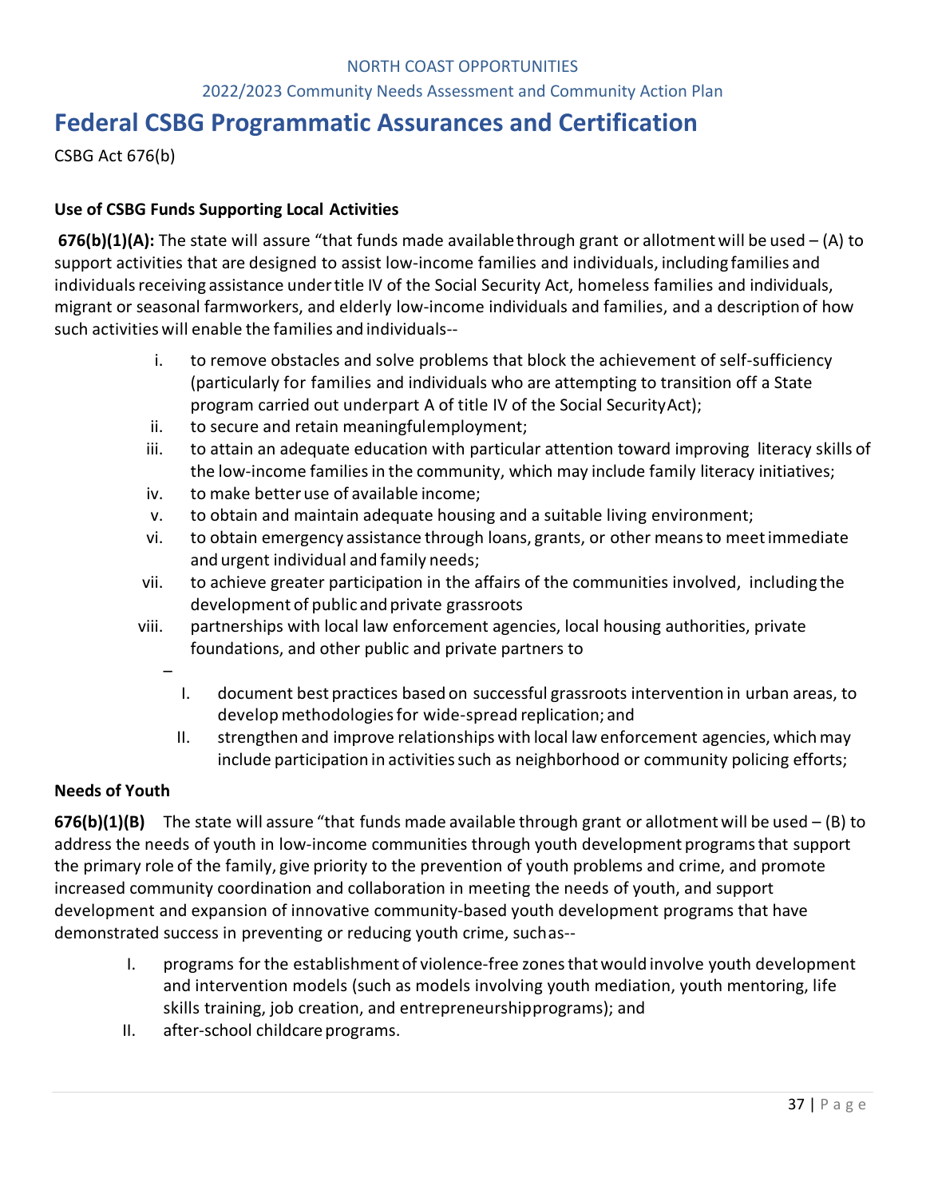# Federal CSBG Programmatic Assurances and Certification

CSBG Act 676(b)

### Use of CSBG Funds Supporting Local Activities

**676(b)(1)(A):** The state will assure "that funds made available through grant or allotment will be used – (A) to support activities that are designed to assist low-income families and individuals, including families and individuals receiving assistance under title IV of the Social Security Act, homeless families and individuals, migrant or seasonal farmworkers, and elderly low-income individuals and families, and a description of how such activities will enable the families and individuals--

- i. to remove obstacles and solve problems that block the achievement of self-sufficiency (particularly for families and individuals who are attempting to transition off a State program carried out underpart A of title IV of the Social Security Act);
- ii. to secure and retain meaningful employment;
- iii. to attain an adequate education with particular attention toward improving literacy skills of the low-income families in the community, which may include family literacy initiatives;
- iv. to make better use of available income;
- v. to obtain and maintain adequate housing and a suitable living environment;
- vi. to obtain emergency assistance through loans, grants, or other means to meet immediate and urgent individual and family needs;
- vii. to achieve greater participation in the affairs of the communities involved, including the development of public and private grassroots
- viii. partnerships with local law enforcement agencies, local housing authorities, private foundations, and other public and private partners to

  –
  - I. document best practices based on successful grassroots intervention in urban areas, to develop methodologies for wide-spread replication; and
  - II. strengthen and improve relationships with local law enforcement agencies, which may include participation in activities such as neighborhood or community policing efforts;

### Needs of Youth

**676(b)(1)(B)** The state will assure "that funds made available through grant or allotment will be used – (B) to address the needs of youth in low-income communities through youth development programs that support the primary role of the family, give priority to the prevention of youth problems and crime, and promote increased community coordination and collaboration in meeting the needs of youth, and support development and expansion of innovative community-based youth development programs that have demonstrated success in preventing or reducing youth crime, such as--

- I. programs for the establishment of violence-free zones that would involve youth development and intervention models (such as models involving youth mediation, youth mentoring, life skills training, job creation, and entrepreneurship programs); and
- II. after-school childcare programs.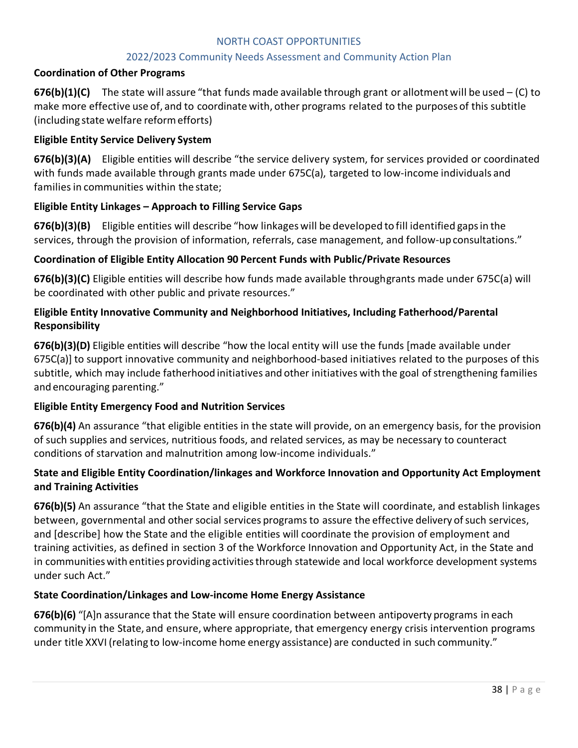### Coordination of Other Programs

**676(b)(1)(C)** The state will assure "that funds made available through grant or allotment will be used – (C) to make more effective use of, and to coordinate with, other programs related to the purposes of this subtitle (including state welfare reform efforts)

### Eligible Entity Service Delivery System

**676(b)(3)(A)** Eligible entities will describe "the service delivery system, for services provided or coordinated with funds made available through grants made under 675C(a), targeted to low-income individuals and families in communities within the state;

### Eligible Entity Linkages – Approach to Filling Service Gaps

**676(b)(3)(B)** Eligible entities will describe "how linkages will be developed to fill identified gaps in the services, through the provision of information, referrals, case management, and follow-up consultations."

### Coordination of Eligible Entity Allocation 90 Percent Funds with Public/Private Resources

**676(b)(3)(C)** Eligible entities will describe how funds made available throughgrants made under 675C(a) will be coordinated with other public and private resources."

### Eligible Entity Innovative Community and Neighborhood Initiatives, Including Fatherhood/Parental Responsibility

**676(b)(3)(D)** Eligible entities will describe "how the local entity will use the funds [made available under 675C(a)] to support innovative community and neighborhood-based initiatives related to the purposes of this subtitle, which may include fatherhood initiatives and other initiatives with the goal of strengthening families and encouraging parenting."

### Eligible Entity Emergency Food and Nutrition Services

**676(b)(4)** An assurance "that eligible entities in the state will provide, on an emergency basis, for the provision of such supplies and services, nutritious foods, and related services, as may be necessary to counteract conditions of starvation and malnutrition among low-income individuals."

### State and Eligible Entity Coordination/linkages and Workforce Innovation and Opportunity Act Employment and Training Activities

**676(b)(5)** An assurance "that the State and eligible entities in the State will coordinate, and establish linkages between, governmental and other social services programs to assure the effective delivery of such services, and [describe] how the State and the eligible entities will coordinate the provision of employment and training activities, as defined in section 3 of the Workforce Innovation and Opportunity Act, in the State and in communities with entities providing activities through statewide and local workforce development systems under such Act."

### State Coordination/Linkages and Low-income Home Energy Assistance

**676(b)(6)** "[A]n assurance that the State will ensure coordination between antipoverty programs in each community in the State, and ensure, where appropriate, that emergency energy crisis intervention programs under title XXVI (relating to low-income home energy assistance) are conducted in such community."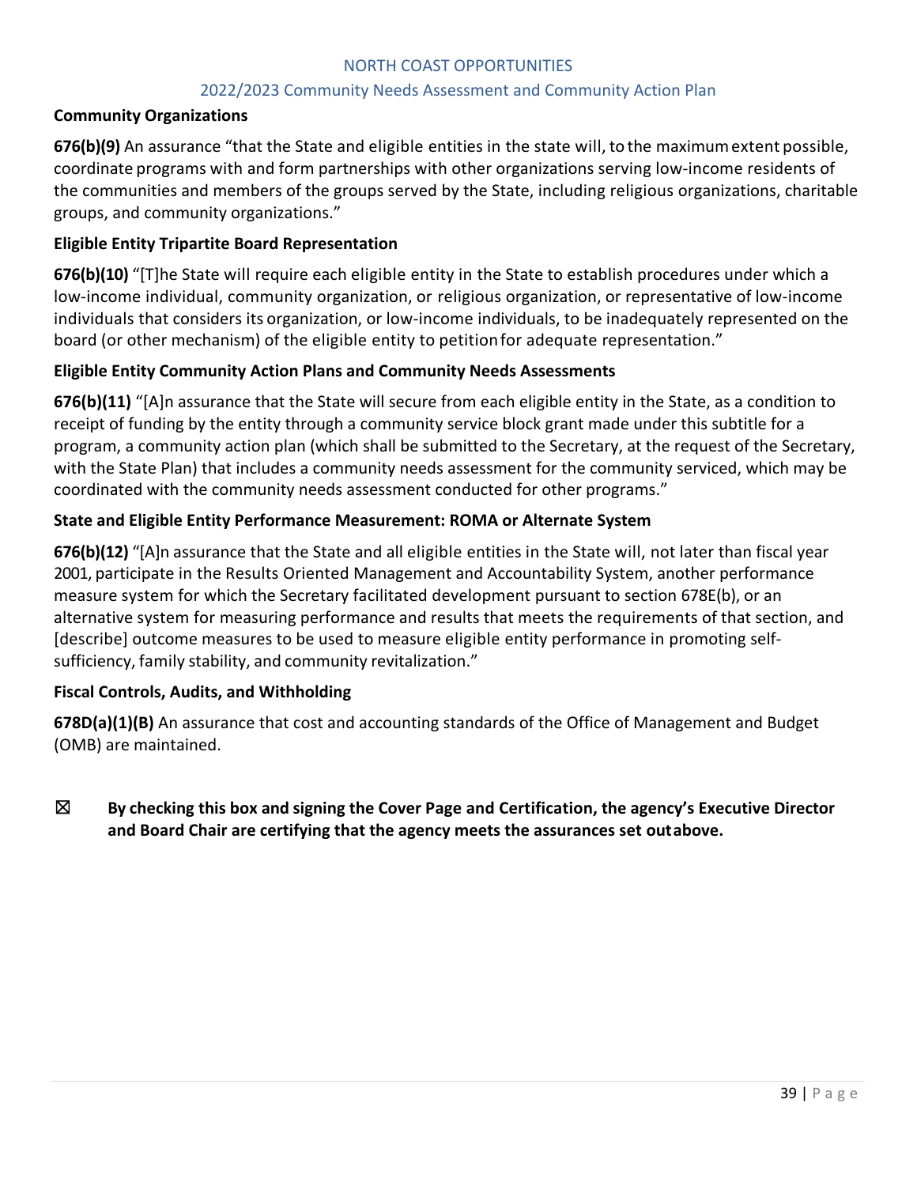**Community Organizations**

**676(b)(9)** An assurance "that the State and eligible entities in the state will, to the maximum extent possible, coordinate programs with and form partnerships with other organizations serving low-income residents of the communities and members of the groups served by the State, including religious organizations, charitable groups, and community organizations."

**Eligible Entity Tripartite Board Representation**

**676(b)(10)** "[T]he State will require each eligible entity in the State to establish procedures under which a low-income individual, community organization, or religious organization, or representative of low-income individuals that considers its organization, or low-income individuals, to be inadequately represented on the board (or other mechanism) of the eligible entity to petition for adequate representation."

**Eligible Entity Community Action Plans and Community Needs Assessments**

**676(b)(11)** "[A]n assurance that the State will secure from each eligible entity in the State, as a condition to receipt of funding by the entity through a community service block grant made under this subtitle for a program, a community action plan (which shall be submitted to the Secretary, at the request of the Secretary, with the State Plan) that includes a community needs assessment for the community serviced, which may be coordinated with the community needs assessment conducted for other programs."

**State and Eligible Entity Performance Measurement: ROMA or Alternate System**

**676(b)(12)** "[A]n assurance that the State and all eligible entities in the State will, not later than fiscal year 2001, participate in the Results Oriented Management and Accountability System, another performance measure system for which the Secretary facilitated development pursuant to section 678E(b), or an alternative system for measuring performance and results that meets the requirements of that section, and [describe] outcome measures to be used to measure eligible entity performance in promoting self-sufficiency, family stability, and community revitalization."

**Fiscal Controls, Audits, and Withholding**

**678D(a)(1)(B)** An assurance that cost and accounting standards of the Office of Management and Budget (OMB) are maintained.

☒ **By checking this box and signing the Cover Page and Certification, the agency's Executive Director and Board Chair are certifying that the agency meets the assurances set out above.**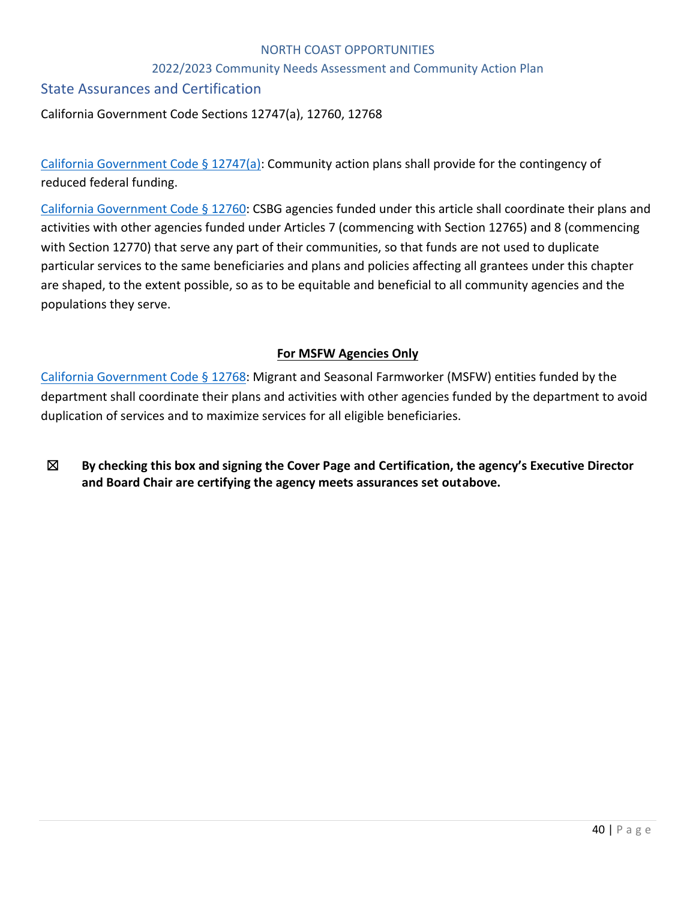## State Assurances and Certification

California Government Code Sections 12747(a), 12760, 12768

California Government Code § 12747(a): Community action plans shall provide for the contingency of reduced federal funding.

California Government Code § 12760: CSBG agencies funded under this article shall coordinate their plans and activities with other agencies funded under Articles 7 (commencing with Section 12765) and 8 (commencing with Section 12770) that serve any part of their communities, so that funds are not used to duplicate particular services to the same beneficiaries and plans and policies affecting all grantees under this chapter are shaped, to the extent possible, so as to be equitable and beneficial to all community agencies and the populations they serve.

**For MSFW Agencies Only**

California Government Code § 12768: Migrant and Seasonal Farmworker (MSFW) entities funded by the department shall coordinate their plans and activities with other agencies funded by the department to avoid duplication of services and to maximize services for all eligible beneficiaries.

☒ **By checking this box and signing the Cover Page and Certification, the agency's Executive Director and Board Chair are certifying the agency meets assurances set outabove.**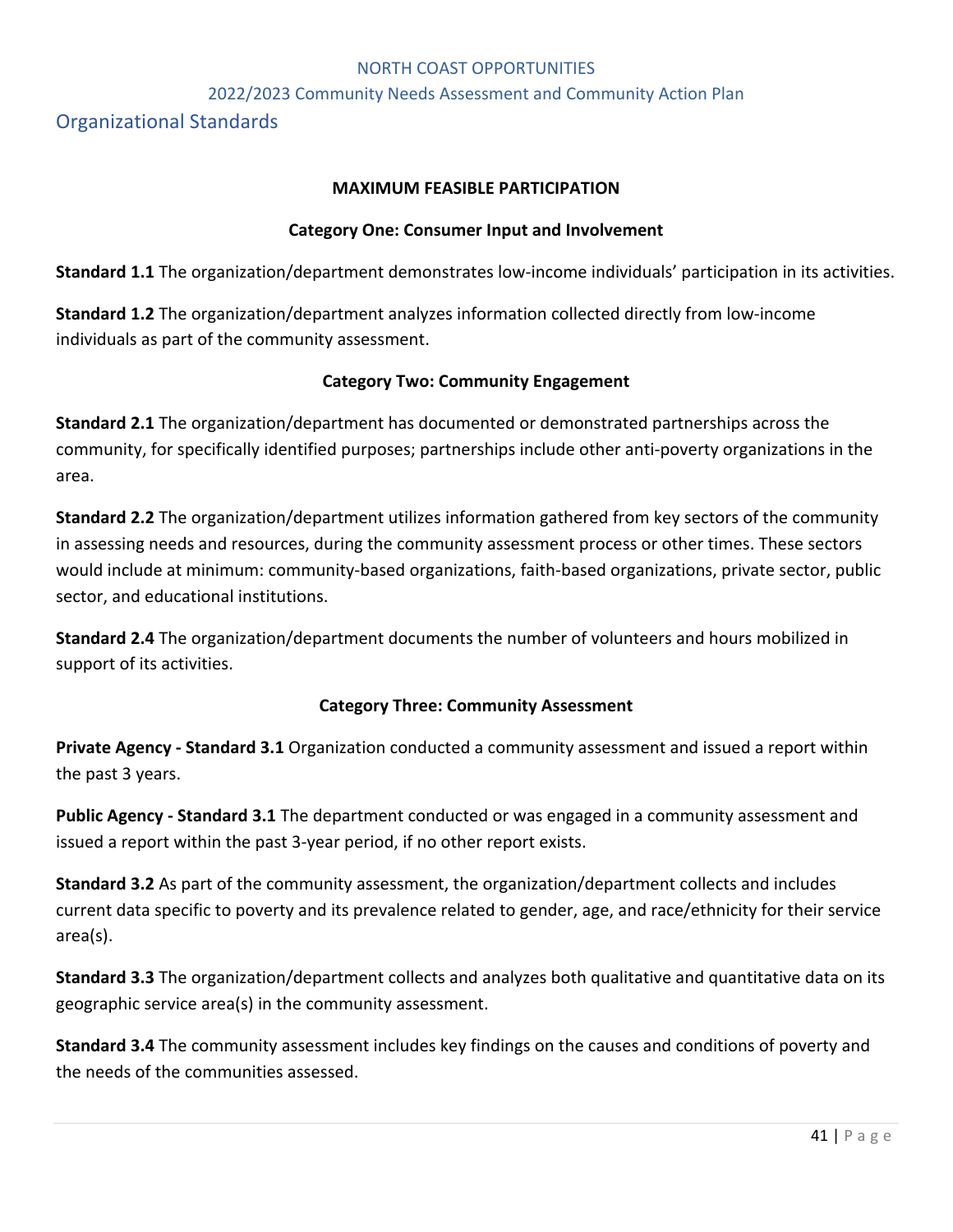## Organizational Standards

**MAXIMUM FEASIBLE PARTICIPATION**

**Category One: Consumer Input and Involvement**

**Standard 1.1** The organization/department demonstrates low-income individuals' participation in its activities.

**Standard 1.2** The organization/department analyzes information collected directly from low-income individuals as part of the community assessment.

**Category Two: Community Engagement**

**Standard 2.1** The organization/department has documented or demonstrated partnerships across the community, for specifically identified purposes; partnerships include other anti-poverty organizations in the area.

**Standard 2.2** The organization/department utilizes information gathered from key sectors of the community in assessing needs and resources, during the community assessment process or other times. These sectors would include at minimum: community-based organizations, faith-based organizations, private sector, public sector, and educational institutions.

**Standard 2.4** The organization/department documents the number of volunteers and hours mobilized in support of its activities.

**Category Three: Community Assessment**

**Private Agency - Standard 3.1** Organization conducted a community assessment and issued a report within the past 3 years.

**Public Agency - Standard 3.1** The department conducted or was engaged in a community assessment and issued a report within the past 3-year period, if no other report exists.

**Standard 3.2** As part of the community assessment, the organization/department collects and includes current data specific to poverty and its prevalence related to gender, age, and race/ethnicity for their service area(s).

**Standard 3.3** The organization/department collects and analyzes both qualitative and quantitative data on its geographic service area(s) in the community assessment.

**Standard 3.4** The community assessment includes key findings on the causes and conditions of poverty and the needs of the communities assessed.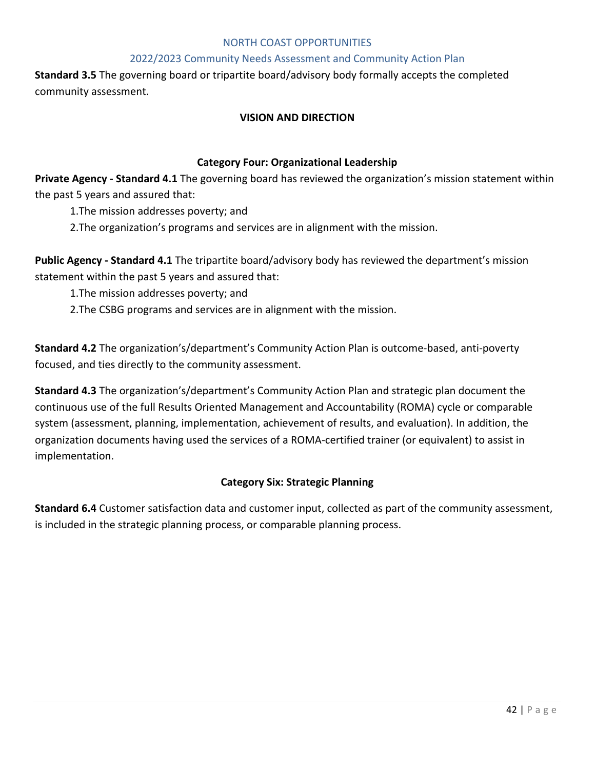**Standard 3.5** The governing board or tripartite board/advisory body formally accepts the completed community assessment.

## VISION AND DIRECTION

### Category Four: Organizational Leadership

**Private Agency - Standard 4.1** The governing board has reviewed the organization's mission statement within the past 5 years and assured that:

1. The mission addresses poverty; and
2. The organization's programs and services are in alignment with the mission.

**Public Agency - Standard 4.1** The tripartite board/advisory body has reviewed the department's mission statement within the past 5 years and assured that:

1. The mission addresses poverty; and
2. The CSBG programs and services are in alignment with the mission.

**Standard 4.2** The organization's/department's Community Action Plan is outcome-based, anti-poverty focused, and ties directly to the community assessment.

**Standard 4.3** The organization's/department's Community Action Plan and strategic plan document the continuous use of the full Results Oriented Management and Accountability (ROMA) cycle or comparable system (assessment, planning, implementation, achievement of results, and evaluation). In addition, the organization documents having used the services of a ROMA-certified trainer (or equivalent) to assist in implementation.

### Category Six: Strategic Planning

**Standard 6.4** Customer satisfaction data and customer input, collected as part of the community assessment, is included in the strategic planning process, or comparable planning process.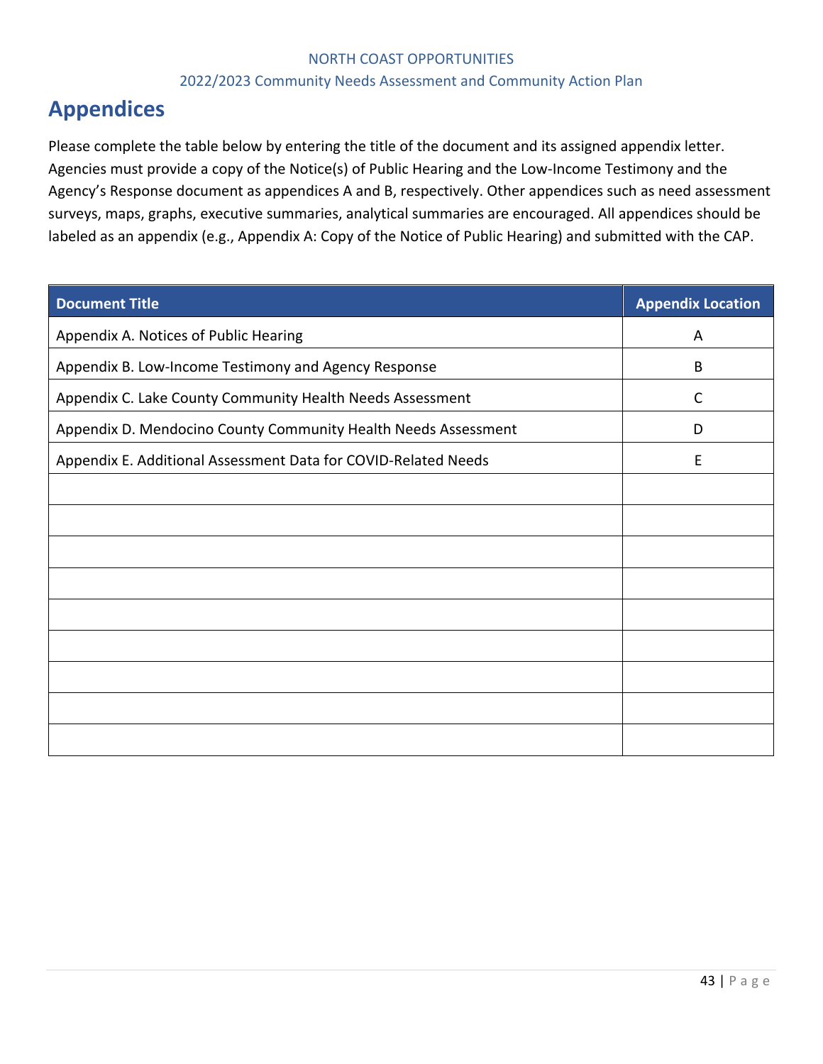## Appendices

Please complete the table below by entering the title of the document and its assigned appendix letter. Agencies must provide a copy of the Notice(s) of Public Hearing and the Low-Income Testimony and the Agency's Response document as appendices A and B, respectively. Other appendices such as need assessment surveys, maps, graphs, executive summaries, analytical summaries are encouraged. All appendices should be labeled as an appendix (e.g., Appendix A: Copy of the Notice of Public Hearing) and submitted with the CAP.

| Document Title | Appendix Location |
|---|---|
| Appendix A. Notices of Public Hearing | A |
| Appendix B. Low-Income Testimony and Agency Response | B |
| Appendix C. Lake County Community Health Needs Assessment | C |
| Appendix D. Mendocino County Community Health Needs Assessment | D |
| Appendix E. Additional Assessment Data for COVID-Related Needs | E |
| | |
| | |
| | |
| | |
| | |
| | |
| | |
| | |
| | |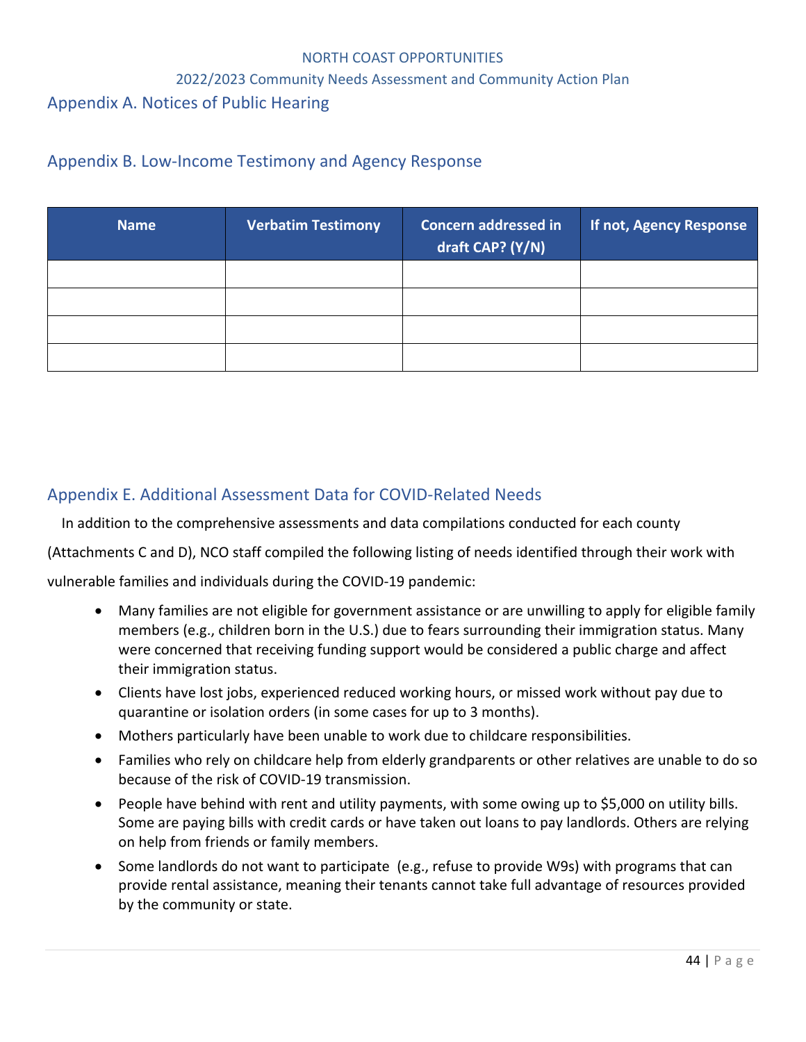## Appendix A. Notices of Public Hearing

## Appendix B. Low-Income Testimony and Agency Response

| Name | Verbatim Testimony | Concern addressed in draft CAP? (Y/N) | If not, Agency Response |
|---|---|---|---|
| | | | |
| | | | |
| | | | |
| | | | |

## Appendix E. Additional Assessment Data for COVID-Related Needs

In addition to the comprehensive assessments and data compilations conducted for each county (Attachments C and D), NCO staff compiled the following listing of needs identified through their work with vulnerable families and individuals during the COVID-19 pandemic:

- Many families are not eligible for government assistance or are unwilling to apply for eligible family members (e.g., children born in the U.S.) due to fears surrounding their immigration status. Many were concerned that receiving funding support would be considered a public charge and affect their immigration status.
- Clients have lost jobs, experienced reduced working hours, or missed work without pay due to quarantine or isolation orders (in some cases for up to 3 months).
- Mothers particularly have been unable to work due to childcare responsibilities.
- Families who rely on childcare help from elderly grandparents or other relatives are unable to do so because of the risk of COVID-19 transmission.
- People have behind with rent and utility payments, with some owing up to $5,000 on utility bills. Some are paying bills with credit cards or have taken out loans to pay landlords. Others are relying on help from friends or family members.
- Some landlords do not want to participate (e.g., refuse to provide W9s) with programs that can provide rental assistance, meaning their tenants cannot take full advantage of resources provided by the community or state.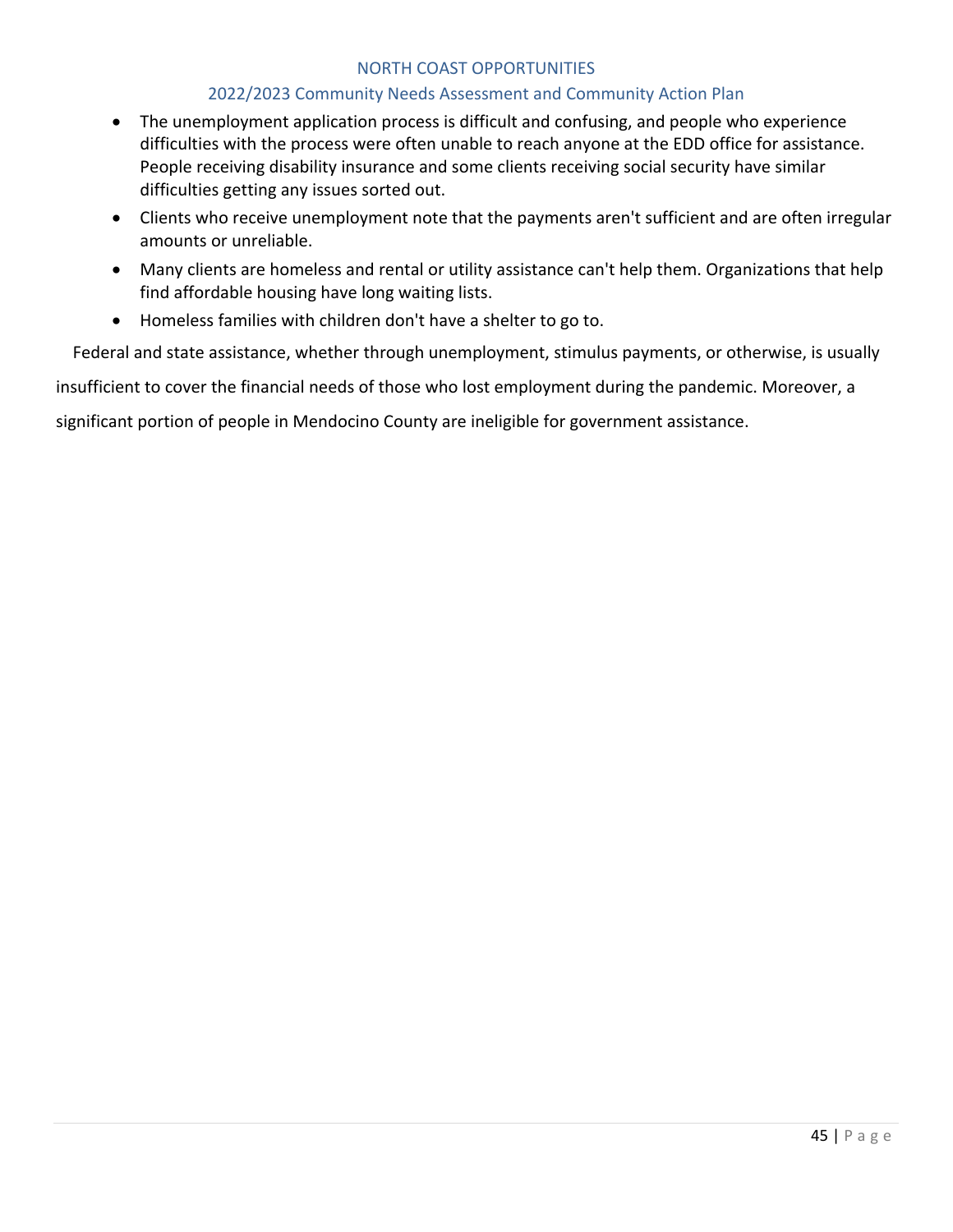- The unemployment application process is difficult and confusing, and people who experience difficulties with the process were often unable to reach anyone at the EDD office for assistance. People receiving disability insurance and some clients receiving social security have similar difficulties getting any issues sorted out.
- Clients who receive unemployment note that the payments aren't sufficient and are often irregular amounts or unreliable.
- Many clients are homeless and rental or utility assistance can't help them. Organizations that help find affordable housing have long waiting lists.
- Homeless families with children don't have a shelter to go to.

Federal and state assistance, whether through unemployment, stimulus payments, or otherwise, is usually insufficient to cover the financial needs of those who lost employment during the pandemic. Moreover, a significant portion of people in Mendocino County are ineligible for government assistance.